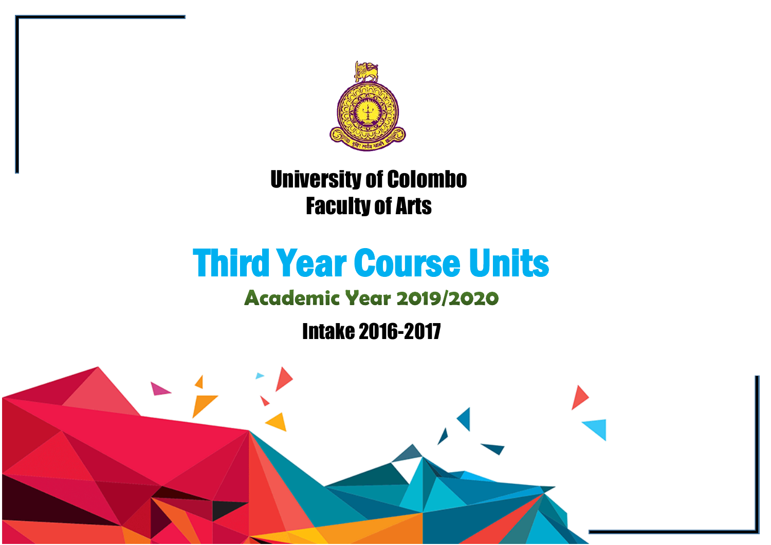# University of Colombo
# Faculty of Arts

# Third Year Course Units

## Academic Year 2019/2020

## Intake 2016-2017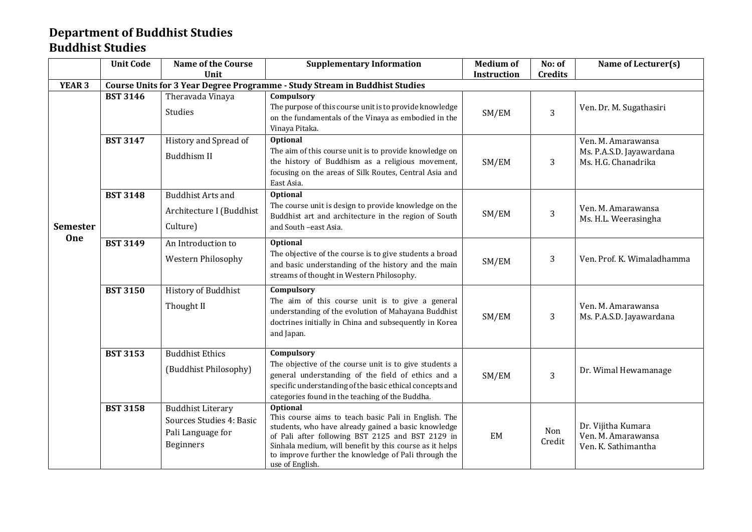# Department of Buddhist Studies

## Buddhist Studies

| | Unit Code | Name of the Course Unit | Supplementary Information | Medium of Instruction | No: of Credits | Name of Lecturer(s) |
|---|---|---|---|---|---|---|
| **YEAR 3** | **Course Units for 3 Year Degree Programme - Study Stream in Buddhist Studies** | | | | | |
| **Semester One** | **BST 3146** | Theravada Vinaya Studies | **Compulsory** The purpose of this course unit is to provide knowledge on the fundamentals of the Vinaya as embodied in the Vinaya Pitaka. | SM/EM | 3 | Ven. Dr. M. Sugathasiri |
| | **BST 3147** | History and Spread of Buddhism II | **Optional** The aim of this course unit is to provide knowledge on the history of Buddhism as a religious movement, focusing on the areas of Silk Routes, Central Asia and East Asia. | SM/EM | 3 | Ven. M. Amarawansa<br>Ms. P.A.S.D. Jayawardana<br>Ms. H.G. Chanadrika |
| | **BST 3148** | Buddhist Arts and Architecture I (Buddhist Culture) | **Optional** The course unit is design to provide knowledge on the Buddhist art and architecture in the region of South and South –east Asia. | SM/EM | 3 | Ven. M. Amarawansa<br>Ms. H.L. Weerasingha |
| | **BST 3149** | An Introduction to Western Philosophy | **Optional** The objective of the course is to give students a broad and basic understanding of the history and the main streams of thought in Western Philosophy. | SM/EM | 3 | Ven. Prof. K. Wimaladhamma |
| | **BST 3150** | History of Buddhist Thought II | **Compulsory** The aim of this course unit is to give a general understanding of the evolution of Mahayana Buddhist doctrines initially in China and subsequently in Korea and Japan. | SM/EM | 3 | Ven. M. Amarawansa<br>Ms. P.A.S.D. Jayawardana |
| | **BST 3153** | Buddhist Ethics (Buddhist Philosophy) | **Compulsory** The objective of the course unit is to give students a general understanding of the field of ethics and a specific understanding of the basic ethical concepts and categories found in the teaching of the Buddha. | SM/EM | 3 | Dr. Wimal Hewamanage |
| | **BST 3158** | Buddhist Literary Sources Studies 4: Basic Pali Language for Beginners | **Optional** This course aims to teach basic Pali in English. The students, who have already gained a basic knowledge of Pali after following BST 2125 and BST 2129 in Sinhala medium, will benefit by this course as it helps to improve further the knowledge of Pali through the use of English. | EM | Non Credit | Dr. Vijitha Kumara<br>Ven. M. Amarawansa<br>Ven. K. Sathimantha |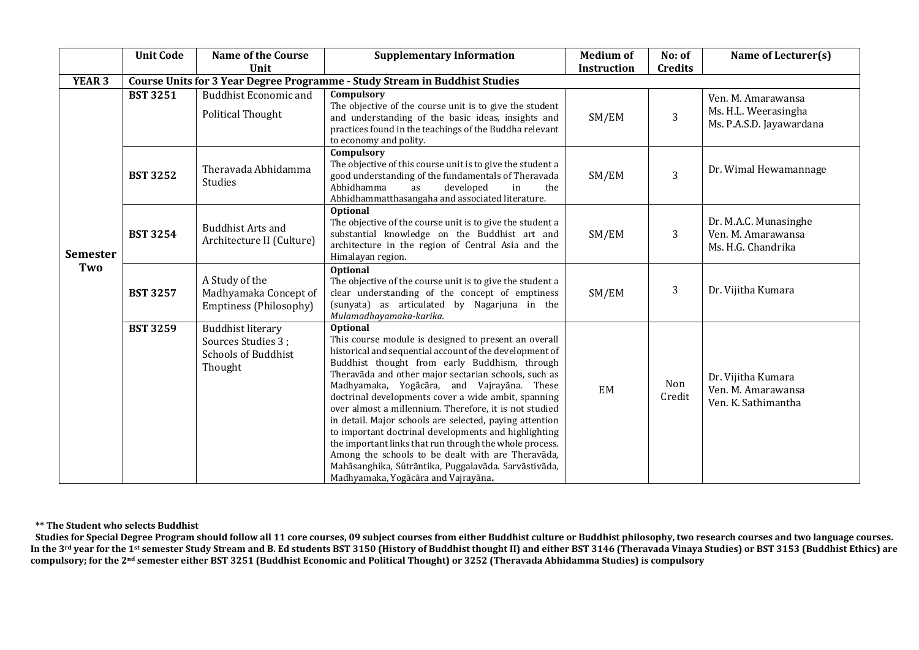| | Unit Code | Name of the Course Unit | Supplementary Information | Medium of Instruction | No: of Credits | Name of Lecturer(s) |
|---|---|---|---|---|---|---|
| **YEAR 3** | **Course Units for 3 Year Degree Programme - Study Stream in Buddhist Studies** | | | | | |
| **Semester Two** | **BST 3251** | Buddhist Economic and Political Thought | **Compulsory** The objective of the course unit is to give the student and understanding of the basic ideas, insights and practices found in the teachings of the Buddha relevant to economy and polity. | SM/EM | 3 | Ven. M. Amarawansa<br>Ms. H.L. Weerasingha<br>Ms. P.A.S.D. Jayawardana |
| | **BST 3252** | Theravada Abhidamma Studies | **Compulsory** The objective of this course unit is to give the student a good understanding of the fundamentals of Theravada Abhidhamma as developed in the Abhidhammatthasangaha and associated literature. | SM/EM | 3 | Dr. Wimal Hewamannage |
| | **BST 3254** | Buddhist Arts and Architecture II (Culture) | **Optional** The objective of the course unit is to give the student a substantial knowledge on the Buddhist art and architecture in the region of Central Asia and the Himalayan region. | SM/EM | 3 | Dr. M.A.C. Munasinghe<br>Ven. M. Amarawansa<br>Ms. H.G. Chandrika |
| | **BST 3257** | A Study of the Madhyamaka Concept of Emptiness (Philosophy) | **Optional** The objective of the course unit is to give the student a clear understanding of the concept of emptiness (sunyata) as articulated by Nagarjuna in the *Mulamadhayamaka-karika.* | SM/EM | 3 | Dr. Vijitha Kumara |
| | **BST 3259** | Buddhist literary Sources Studies 3 ; Schools of Buddhist Thought | **Optional** This course module is designed to present an overall historical and sequential account of the development of Buddhist thought from early Buddhism, through Theravāda and other major sectarian schools, such as Madhyamaka, Yogācāra, and Vajrayāna. These doctrinal developments cover a wide ambit, spanning over almost a millennium. Therefore, it is not studied in detail. Major schools are selected, paying attention to important doctrinal developments and highlighting the important links that run through the whole process. Among the schools to be dealt with are Theravāda, Mahāsanghika, Sûtrāntika, Puggalavāda. Sarvāstivāda, Madhyamaka, Yogācāra and Vajrayāna**.** | EM | Non Credit | Dr. Vijitha Kumara<br>Ven. M. Amarawansa<br>Ven. K. Sathimantha |

**\*\* The Student who selects Buddhist Studies for Special Degree Program should follow all 11 core courses, 09 subject courses from either Buddhist culture or Buddhist philosophy, two research courses and two language courses. In the 3rd year for the 1st semester Study Stream and B. Ed students BST 3150 (History of Buddhist thought II) and either BST 3146 (Theravada Vinaya Studies) or BST 3153 (Buddhist Ethics) are compulsory; for the 2nd semester either BST 3251 (Buddhist Economic and Political Thought) or 3252 (Theravada Abhidamma Studies) is compulsory**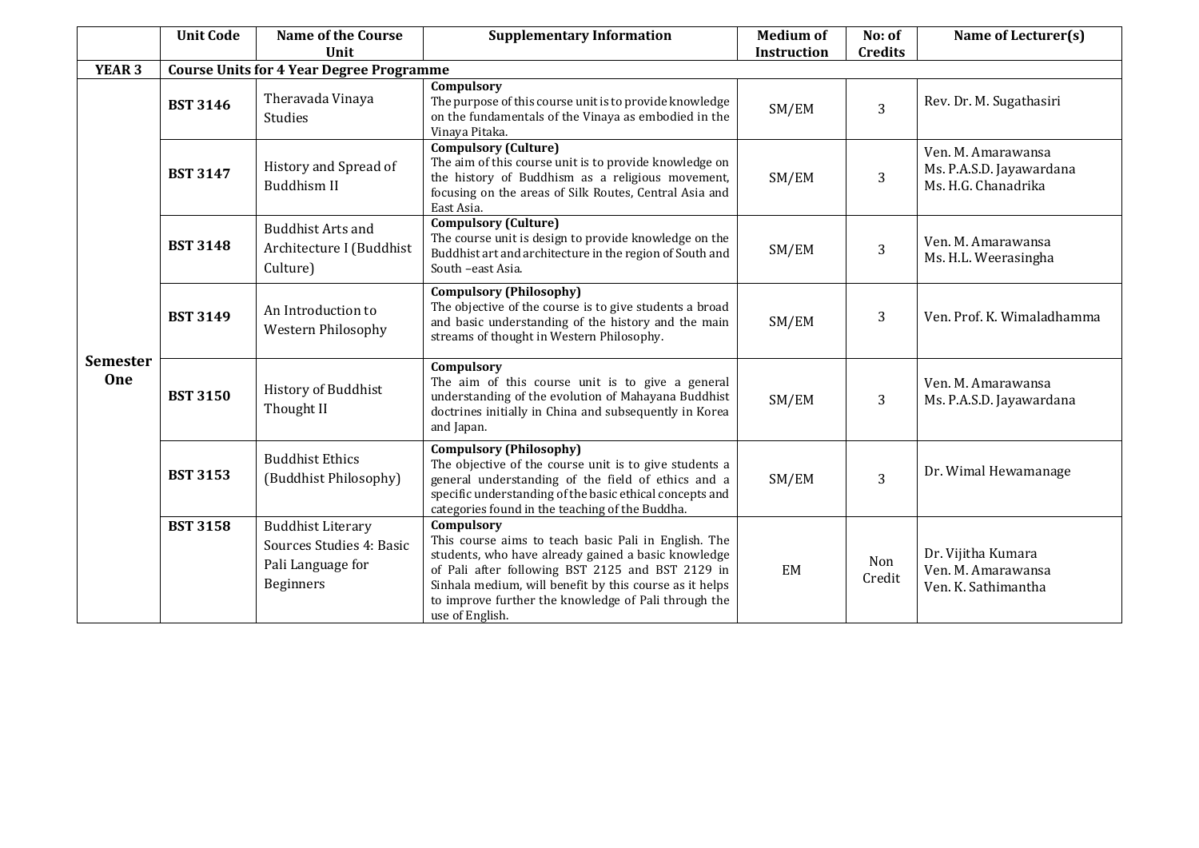| | Unit Code | Name of the Course Unit | Supplementary Information | Medium of Instruction | No: of Credits | Name of Lecturer(s) |
|---|---|---|---|---|---|---|
| **YEAR 3** | **Course Units for 4 Year Degree Programme** | | | | | |
| **Semester One** | **BST 3146** | Theravada Vinaya Studies | **Compulsory** The purpose of this course unit is to provide knowledge on the fundamentals of the Vinaya as embodied in the Vinaya Pitaka. | SM/EM | 3 | Rev. Dr. M. Sugathasiri |
| | **BST 3147** | History and Spread of Buddhism II | **Compulsory (Culture)** The aim of this course unit is to provide knowledge on the history of Buddhism as a religious movement, focusing on the areas of Silk Routes, Central Asia and East Asia. | SM/EM | 3 | Ven. M. Amarawansa<br>Ms. P.A.S.D. Jayawardana<br>Ms. H.G. Chanadrika |
| | **BST 3148** | Buddhist Arts and Architecture I (Buddhist Culture) | **Compulsory (Culture)** The course unit is design to provide knowledge on the Buddhist art and architecture in the region of South and South –east Asia. | SM/EM | 3 | Ven. M. Amarawansa<br>Ms. H.L. Weerasingha |
| | **BST 3149** | An Introduction to Western Philosophy | **Compulsory (Philosophy)** The objective of the course is to give students a broad and basic understanding of the history and the main streams of thought in Western Philosophy. | SM/EM | 3 | Ven. Prof. K. Wimaladhamma |
| | **BST 3150** | History of Buddhist Thought II | **Compulsory** The aim of this course unit is to give a general understanding of the evolution of Mahayana Buddhist doctrines initially in China and subsequently in Korea and Japan. | SM/EM | 3 | Ven. M. Amarawansa<br>Ms. P.A.S.D. Jayawardana |
| | **BST 3153** | Buddhist Ethics (Buddhist Philosophy) | **Compulsory (Philosophy)** The objective of the course unit is to give students a general understanding of the field of ethics and a specific understanding of the basic ethical concepts and categories found in the teaching of the Buddha. | SM/EM | 3 | Dr. Wimal Hewamanage |
| | **BST 3158** | Buddhist Literary Sources Studies 4: Basic Pali Language for Beginners | **Compulsory** This course aims to teach basic Pali in English. The students, who have already gained a basic knowledge of Pali after following BST 2125 and BST 2129 in Sinhala medium, will benefit by this course as it helps to improve further the knowledge of Pali through the use of English. | EM | Non Credit | Dr. Vijitha Kumara<br>Ven. M. Amarawansa<br>Ven. K. Sathimantha |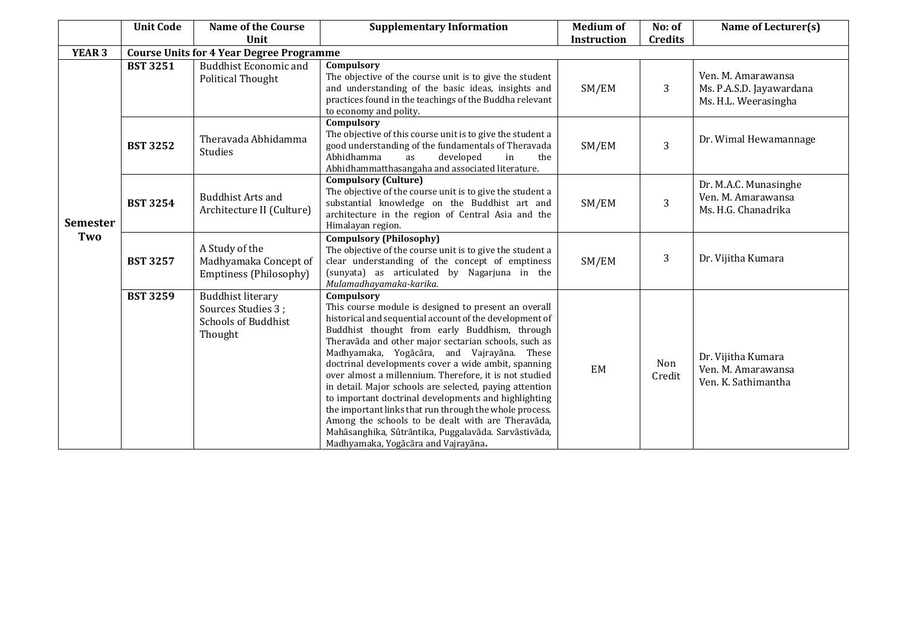| | Unit Code | Name of the Course Unit | Supplementary Information | Medium of Instruction | No: of Credits | Name of Lecturer(s) |
|---|---|---|---|---|---|---|
| **YEAR 3** | **Course Units for 4 Year Degree Programme** | | | | | |
| **Semester Two** | **BST 3251** | Buddhist Economic and Political Thought | **Compulsory**<br>The objective of the course unit is to give the student and understanding of the basic ideas, insights and practices found in the teachings of the Buddha relevant to economy and polity. | SM/EM | 3 | Ven. M. Amarawansa<br>Ms. P.A.S.D. Jayawardana<br>Ms. H.L. Weerasingha |
| | **BST 3252** | Theravada Abhidamma Studies | **Compulsory**<br>The objective of this course unit is to give the student a good understanding of the fundamentals of Theravada Abhidhamma as developed in the Abhidhammatthasangaha and associated literature. | SM/EM | 3 | Dr. Wimal Hewamannage |
| | **BST 3254** | Buddhist Arts and Architecture II (Culture) | **Compulsory (Culture)**<br>The objective of the course unit is to give the student a substantial knowledge on the Buddhist art and architecture in the region of Central Asia and the Himalayan region. | SM/EM | 3 | Dr. M.A.C. Munasinghe<br>Ven. M. Amarawansa<br>Ms. H.G. Chanadrika |
| | **BST 3257** | A Study of the Madhyamaka Concept of Emptiness (Philosophy) | **Compulsory (Philosophy)**<br>The objective of the course unit is to give the student a clear understanding of the concept of emptiness (sunyata) as articulated by Nagarjuna in the *Mulamadhayamaka-karika.* | SM/EM | 3 | Dr. Vijitha Kumara |
| | **BST 3259** | Buddhist literary Sources Studies 3 ; Schools of Buddhist Thought | **Compulsory**<br>This course module is designed to present an overall historical and sequential account of the development of Buddhist thought from early Buddhism, through Theravāda and other major sectarian schools, such as Madhyamaka, Yogācāra, and Vajrayāna. These doctrinal developments cover a wide ambit, spanning over almost a millennium. Therefore, it is not studied in detail. Major schools are selected, paying attention to important doctrinal developments and highlighting the important links that run through the whole process. Among the schools to be dealt with are Theravāda, Mahāsanghika, Sûtrāntika, Puggalavāda. Sarvāstivāda, Madhyamaka, Yogācāra and Vajrayāna**.** | EM | Non Credit | Dr. Vijitha Kumara<br>Ven. M. Amarawansa<br>Ven. K. Sathimantha |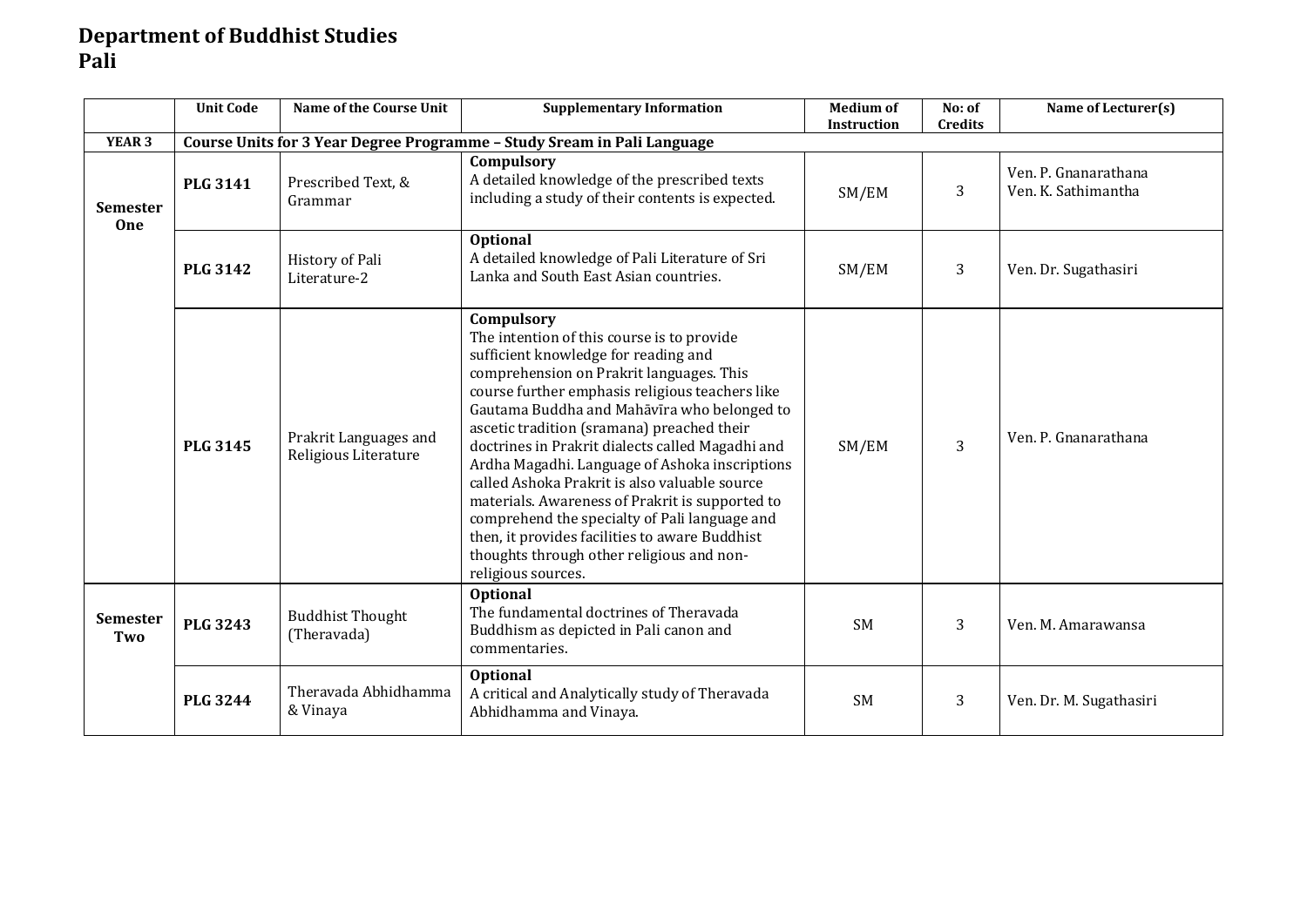# Department of Buddhist Studies
## Pali

| | Unit Code | Name of the Course Unit | Supplementary Information | Medium of Instruction | No: of Credits | Name of Lecturer(s) |
|---|---|---|---|---|---|---|
| **YEAR 3** | **Course Units for 3 Year Degree Programme – Study Sream in Pali Language** | | | | | |
| **Semester One** | **PLG 3141** | Prescribed Text, & Grammar | **Compulsory** A detailed knowledge of the prescribed texts including a study of their contents is expected. | SM/EM | 3 | Ven. P. Gnanarathana Ven. K. Sathimantha |
| | **PLG 3142** | History of Pali Literature-2 | **Optional** A detailed knowledge of Pali Literature of Sri Lanka and South East Asian countries. | SM/EM | 3 | Ven. Dr. Sugathasiri |
| | **PLG 3145** | Prakrit Languages and Religious Literature | **Compulsory** The intention of this course is to provide sufficient knowledge for reading and comprehension on Prakrit languages. This course further emphasis religious teachers like Gautama Buddha and Mahāvīra who belonged to ascetic tradition (sramana) preached their doctrines in Prakrit dialects called Magadhi and Ardha Magadhi. Language of Ashoka inscriptions called Ashoka Prakrit is also valuable source materials. Awareness of Prakrit is supported to comprehend the specialty of Pali language and then, it provides facilities to aware Buddhist thoughts through other religious and non-religious sources. | SM/EM | 3 | Ven. P. Gnanarathana |
| **Semester Two** | **PLG 3243** | Buddhist Thought (Theravada) | **Optional** The fundamental doctrines of Theravada Buddhism as depicted in Pali canon and commentaries. | SM | 3 | Ven. M. Amarawansa |
| | **PLG 3244** | Theravada Abhidhamma & Vinaya | **Optional** A critical and Analytically study of Theravada Abhidhamma and Vinaya. | SM | 3 | Ven. Dr. M. Sugathasiri |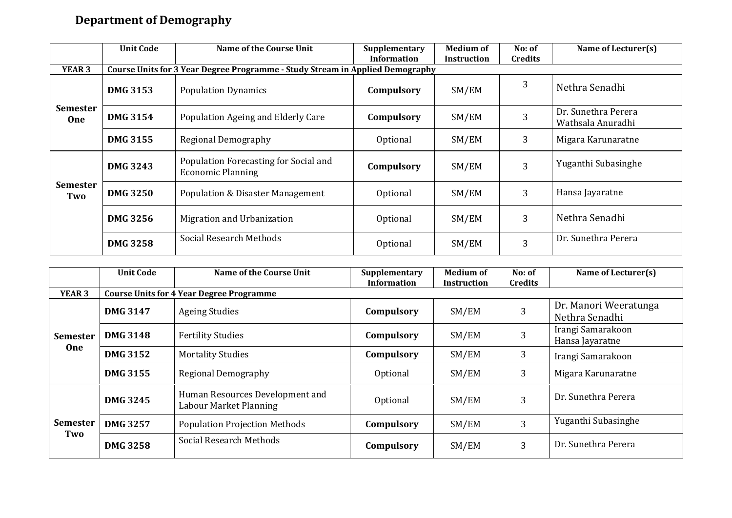## Department of Demography

| | Unit Code | Name of the Course Unit | Supplementary Information | Medium of Instruction | No: of Credits | Name of Lecturer(s) |
|---|---|---|---|---|---|---|
| **YEAR 3** | **Course Units for 3 Year Degree Programme - Study Stream in Applied Demography** | | | | | |
| **Semester One** | **DMG 3153** | Population Dynamics | **Compulsory** | SM/EM | 3 | Nethra Senadhi |
| | **DMG 3154** | Population Ageing and Elderly Care | **Compulsory** | SM/EM | 3 | Dr. Sunethra Perera<br>Wathsala Anuradhi |
| | **DMG 3155** | Regional Demography | Optional | SM/EM | 3 | Migara Karunaratne |
| **Semester Two** | **DMG 3243** | Population Forecasting for Social and Economic Planning | **Compulsory** | SM/EM | 3 | Yuganthi Subasinghe |
| | **DMG 3250** | Population & Disaster Management | Optional | SM/EM | 3 | Hansa Jayaratne |
| | **DMG 3256** | Migration and Urbanization | Optional | SM/EM | 3 | Nethra Senadhi |
| | **DMG 3258** | Social Research Methods | Optional | SM/EM | 3 | Dr. Sunethra Perera |

| | Unit Code | Name of the Course Unit | Supplementary Information | Medium of Instruction | No: of Credits | Name of Lecturer(s) |
|---|---|---|---|---|---|---|
| **YEAR 3** | **Course Units for 4 Year Degree Programme** | | | | | |
| **Semester One** | **DMG 3147** | Ageing Studies | **Compulsory** | SM/EM | 3 | Dr. Manori Weeratunga<br>Nethra Senadhi |
| | **DMG 3148** | Fertility Studies | **Compulsory** | SM/EM | 3 | Irangi Samarakoon<br>Hansa Jayaratne |
| | **DMG 3152** | Mortality Studies | **Compulsory** | SM/EM | 3 | Irangi Samarakoon |
| | **DMG 3155** | Regional Demography | Optional | SM/EM | 3 | Migara Karunaratne |
| **Semester Two** | **DMG 3245** | Human Resources Development and Labour Market Planning | Optional | SM/EM | 3 | Dr. Sunethra Perera |
| | **DMG 3257** | Population Projection Methods | **Compulsory** | SM/EM | 3 | Yuganthi Subasinghe |
| | **DMG 3258** | Social Research Methods | **Compulsory** | SM/EM | 3 | Dr. Sunethra Perera |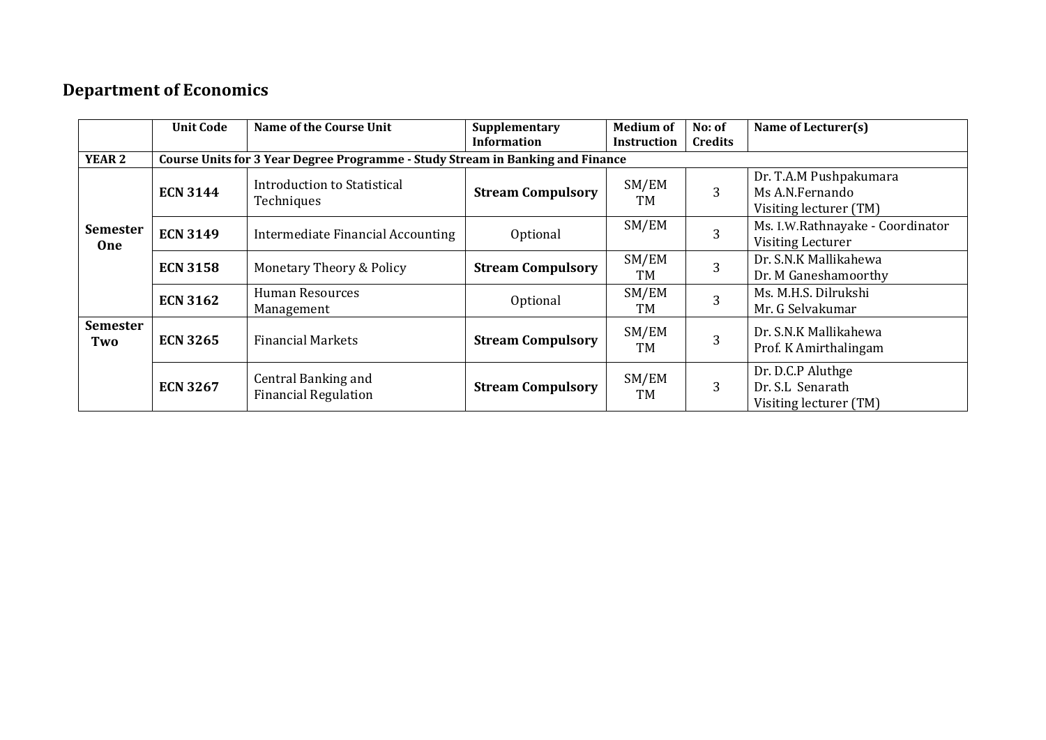## Department of Economics

| | Unit Code | Name of the Course Unit | Supplementary Information | Medium of Instruction | No: of Credits | Name of Lecturer(s) |
|---|---|---|---|---|---|---|
| **YEAR 2** | **Course Units for 3 Year Degree Programme - Study Stream in Banking and Finance** | | | | | |
| **Semester One** | **ECN 3144** | Introduction to Statistical Techniques | **Stream Compulsory** | SM/EM TM | 3 | Dr. T.A.M Pushpakumara<br>Ms A.N.Fernando<br>Visiting lecturer (TM) |
| | **ECN 3149** | Intermediate Financial Accounting | Optional | SM/EM | 3 | Ms. I.W.Rathnayake - Coordinator<br>Visiting Lecturer |
| | **ECN 3158** | Monetary Theory & Policy | **Stream Compulsory** | SM/EM TM | 3 | Dr. S.N.K Mallikahewa<br>Dr. M Ganeshamoorthy |
| | **ECN 3162** | Human Resources Management | Optional | SM/EM TM | 3 | Ms. M.H.S. Dilrukshi<br>Mr. G Selvakumar |
| **Semester Two** | **ECN 3265** | Financial Markets | **Stream Compulsory** | SM/EM TM | 3 | Dr. S.N.K Mallikahewa<br>Prof. K Amirthalingam |
| | **ECN 3267** | Central Banking and Financial Regulation | **Stream Compulsory** | SM/EM TM | 3 | Dr. D.C.P Aluthge<br>Dr. S.L Senarath<br>Visiting lecturer (TM) |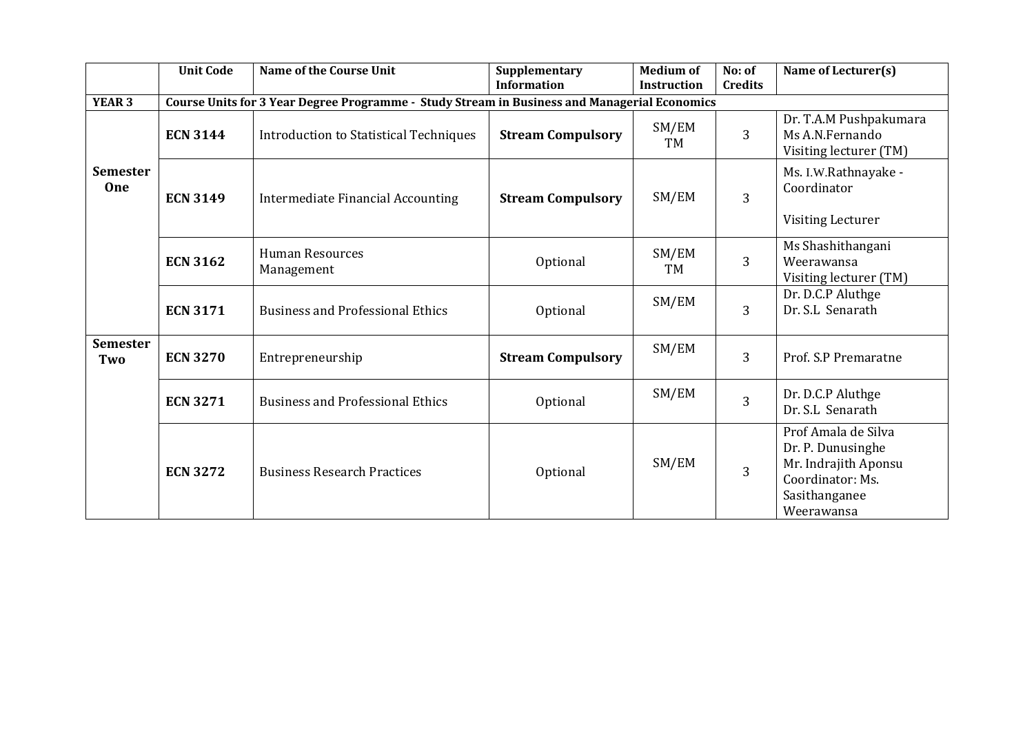| | Unit Code | Name of the Course Unit | Supplementary Information | Medium of Instruction | No: of Credits | Name of Lecturer(s) |
|---|---|---|---|---|---|---|
| **YEAR 3** | **Course Units for 3 Year Degree Programme - Study Stream in Business and Managerial Economics** | | | | | |
| **Semester One** | **ECN 3144** | Introduction to Statistical Techniques | **Stream Compulsory** | SM/EM TM | 3 | Dr. T.A.M Pushpakumara<br>Ms A.N.Fernando<br>Visiting lecturer (TM) |
| | **ECN 3149** | Intermediate Financial Accounting | **Stream Compulsory** | SM/EM | 3 | Ms. I.W.Rathnayake - Coordinator<br><br>Visiting Lecturer |
| | **ECN 3162** | Human Resources Management | Optional | SM/EM TM | 3 | Ms Shashithangani Weerawansa<br>Visiting lecturer (TM) |
| | **ECN 3171** | Business and Professional Ethics | Optional | SM/EM | 3 | Dr. D.C.P Aluthge<br>Dr. S.L Senarath |
| **Semester Two** | **ECN 3270** | Entrepreneurship | **Stream Compulsory** | SM/EM | 3 | Prof. S.P Premaratne |
| | **ECN 3271** | Business and Professional Ethics | Optional | SM/EM | 3 | Dr. D.C.P Aluthge<br>Dr. S.L Senarath |
| | **ECN 3272** | Business Research Practices | Optional | SM/EM | 3 | Prof Amala de Silva<br>Dr. P. Dunusinghe<br>Mr. Indrajith Aponsu<br>Coordinator: Ms. Sasithanganee Weerawansa |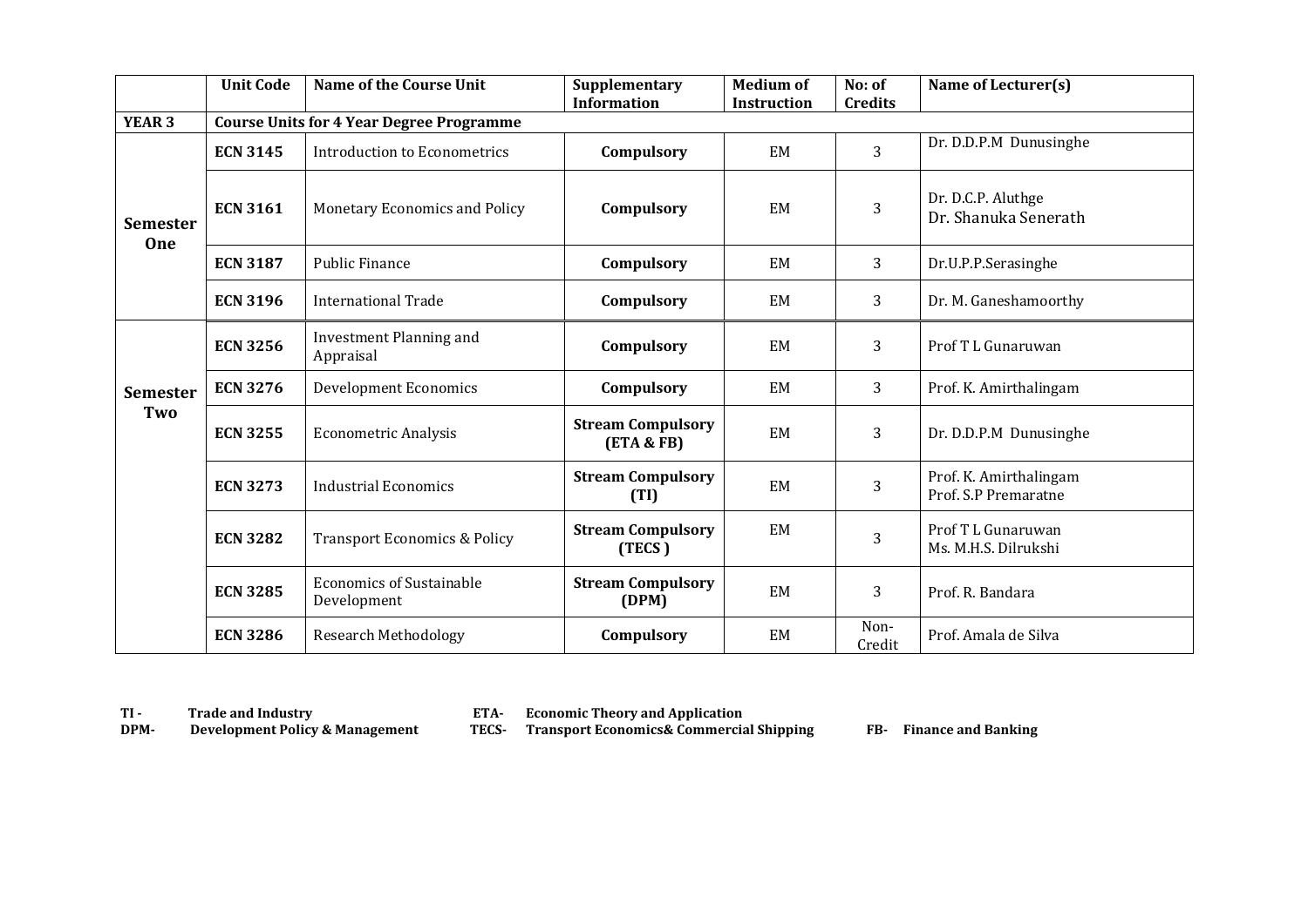| | Unit Code | Name of the Course Unit | Supplementary Information | Medium of Instruction | No: of Credits | Name of Lecturer(s) |
|---|---|---|---|---|---|---|
| **YEAR 3** | **Course Units for 4 Year Degree Programme** | | | | | |
| **Semester One** | **ECN 3145** | Introduction to Econometrics | **Compulsory** | EM | 3 | Dr. D.D.P.M Dunusinghe |
| | **ECN 3161** | Monetary Economics and Policy | **Compulsory** | EM | 3 | Dr. D.C.P. Aluthge<br>Dr. Shanuka Senerath |
| | **ECN 3187** | Public Finance | **Compulsory** | EM | 3 | Dr.U.P.P.Serasinghe |
| | **ECN 3196** | International Trade | **Compulsory** | EM | 3 | Dr. M. Ganeshamoorthy |
| **Semester Two** | **ECN 3256** | Investment Planning and Appraisal | **Compulsory** | EM | 3 | Prof T L Gunaruwan |
| | **ECN 3276** | Development Economics | **Compulsory** | EM | 3 | Prof. K. Amirthalingam |
| | **ECN 3255** | Econometric Analysis | **Stream Compulsory (ETA & FB)** | EM | 3 | Dr. D.D.P.M Dunusinghe |
| | **ECN 3273** | Industrial Economics | **Stream Compulsory (TI)** | EM | 3 | Prof. K. Amirthalingam<br>Prof. S.P Premaratne |
| | **ECN 3282** | Transport Economics & Policy | **Stream Compulsory (TECS )** | EM | 3 | Prof T L Gunaruwan<br>Ms. M.H.S. Dilrukshi |
| | **ECN 3285** | Economics of Sustainable Development | **Stream Compulsory (DPM)** | EM | 3 | Prof. R. Bandara |
| | **ECN 3286** | Research Methodology | **Compulsory** | EM | Non-Credit | Prof. Amala de Silva |

**TI -** **Trade and Industry**
**DPM-** **Development Policy & Management**
**ETA-** **Economic Theory and Application**
**TECS-** **Transport Economics& Commercial Shipping**
**FB-** **Finance and Banking**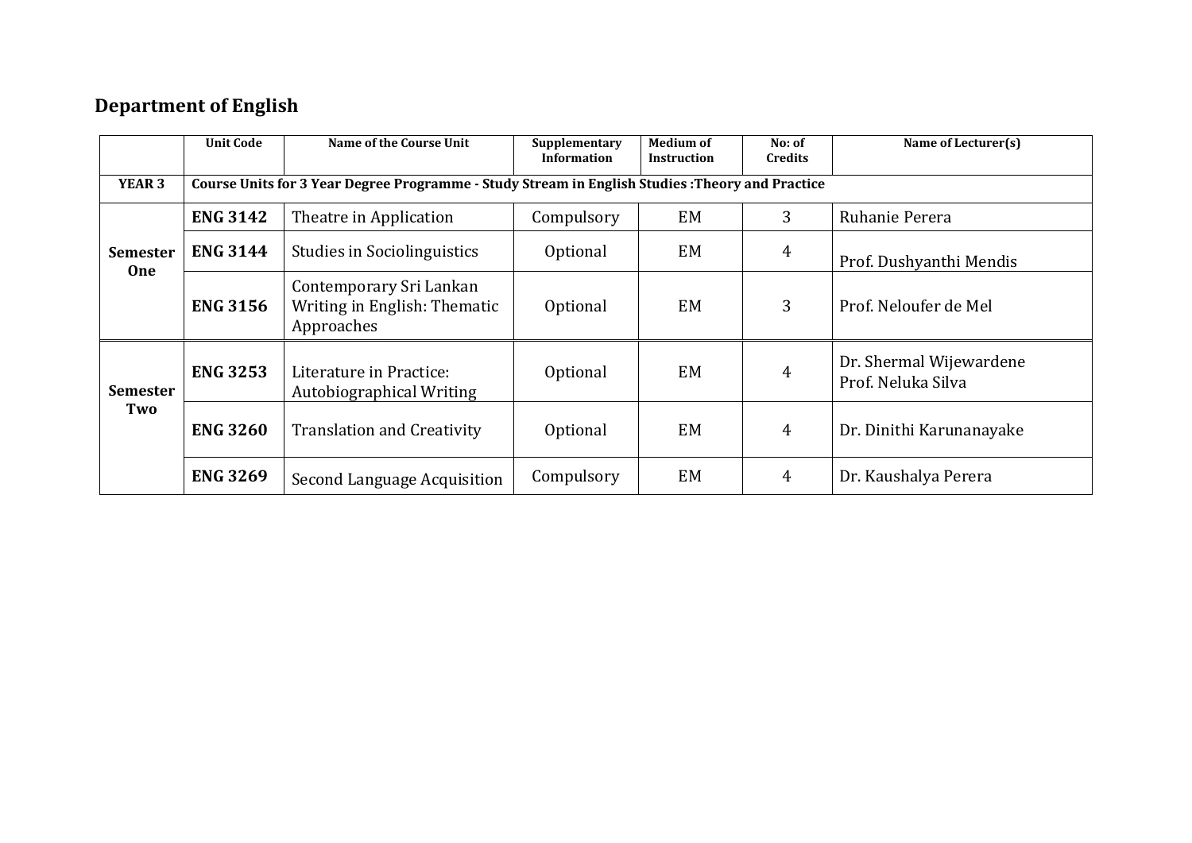## Department of English

| | Unit Code | Name of the Course Unit | Supplementary Information | Medium of Instruction | No: of Credits | Name of Lecturer(s) |
|---|---|---|---|---|---|---|
| **YEAR 3** | **Course Units for 3 Year Degree Programme - Study Stream in English Studies :Theory and Practice** | | | | | |
| **Semester One** | **ENG 3142** | Theatre in Application | Compulsory | EM | 3 | Ruhanie Perera |
| | **ENG 3144** | Studies in Sociolinguistics | Optional | EM | 4 | Prof. Dushyanthi Mendis |
| | **ENG 3156** | Contemporary Sri Lankan Writing in English: Thematic Approaches | Optional | EM | 3 | Prof. Neloufer de Mel |
| **Semester Two** | **ENG 3253** | Literature in Practice: Autobiographical Writing | Optional | EM | 4 | Dr. Shermal Wijewardene<br>Prof. Neluka Silva |
| | **ENG 3260** | Translation and Creativity | Optional | EM | 4 | Dr. Dinithi Karunanayake |
| | **ENG 3269** | Second Language Acquisition | Compulsory | EM | 4 | Dr. Kaushalya Perera |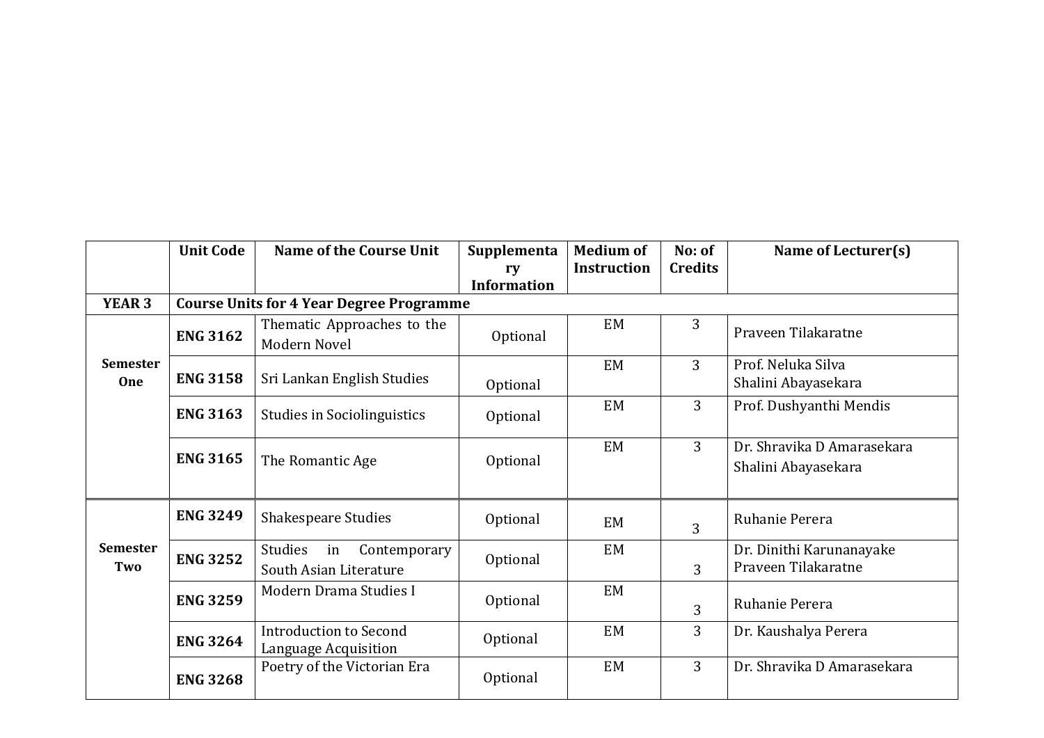| | Unit Code | Name of the Course Unit | Supplementary Information | Medium of Instruction | No: of Credits | Name of Lecturer(s) |
|---|---|---|---|---|---|---|
| **YEAR 3** | **Course Units for 4 Year Degree Programme** | | | | | |
| **Semester One** | **ENG 3162** | Thematic Approaches to the Modern Novel | Optional | EM | 3 | Praveen Tilakaratne |
| | **ENG 3158** | Sri Lankan English Studies | Optional | EM | 3 | Prof. Neluka Silva<br>Shalini Abayasekara |
| | **ENG 3163** | Studies in Sociolinguistics | Optional | EM | 3 | Prof. Dushyanthi Mendis |
| | **ENG 3165** | The Romantic Age | Optional | EM | 3 | Dr. Shravika D Amarasekara<br>Shalini Abayasekara |
| **Semester Two** | **ENG 3249** | Shakespeare Studies | Optional | EM | 3 | Ruhanie Perera |
| | **ENG 3252** | Studies in Contemporary South Asian Literature | Optional | EM | 3 | Dr. Dinithi Karunanayake<br>Praveen Tilakaratne |
| | **ENG 3259** | Modern Drama Studies I | Optional | EM | 3 | Ruhanie Perera |
| | **ENG 3264** | Introduction to Second Language Acquisition | Optional | EM | 3 | Dr. Kaushalya Perera |
| | **ENG 3268** | Poetry of the Victorian Era | Optional | EM | 3 | Dr. Shravika D Amarasekara |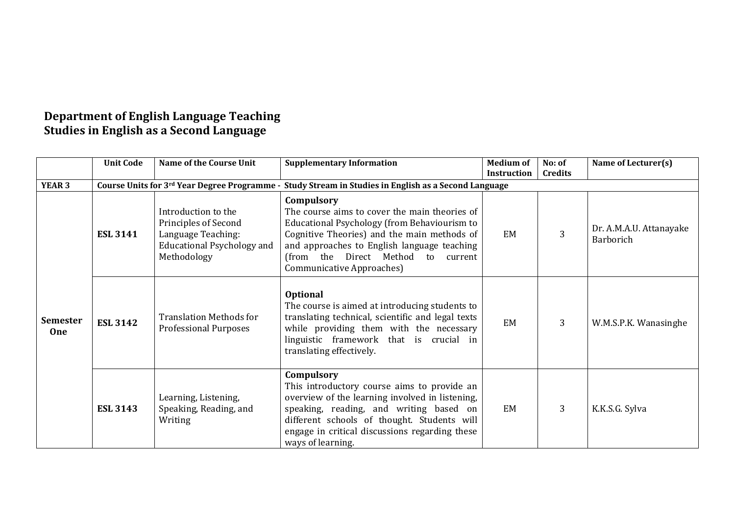# Department of English Language Teaching
## Studies in English as a Second Language

| | Unit Code | Name of the Course Unit | Supplementary Information | Medium of Instruction | No: of Credits | Name of Lecturer(s) |
|---|---|---|---|---|---|---|
| **YEAR 3** | **Course Units for 3rd Year Degree Programme - Study Stream in Studies in English as a Second Language** | | | | | |
| **Semester One** | **ESL 3141** | Introduction to the Principles of Second Language Teaching: Educational Psychology and Methodology | **Compulsory** The course aims to cover the main theories of Educational Psychology (from Behaviourism to Cognitive Theories) and the main methods of and approaches to English language teaching (from the Direct Method to current Communicative Approaches) | EM | 3 | Dr. A.M.A.U. Attanayake Barborich |
| | **ESL 3142** | Translation Methods for Professional Purposes | **Optional** The course is aimed at introducing students to translating technical, scientific and legal texts while providing them with the necessary linguistic framework that is crucial in translating effectively. | EM | 3 | W.M.S.P.K. Wanasinghe |
| | **ESL 3143** | Learning, Listening, Speaking, Reading, and Writing | **Compulsory** This introductory course aims to provide an overview of the learning involved in listening, speaking, reading, and writing based on different schools of thought. Students will engage in critical discussions regarding these ways of learning. | EM | 3 | K.K.S.G. Sylva |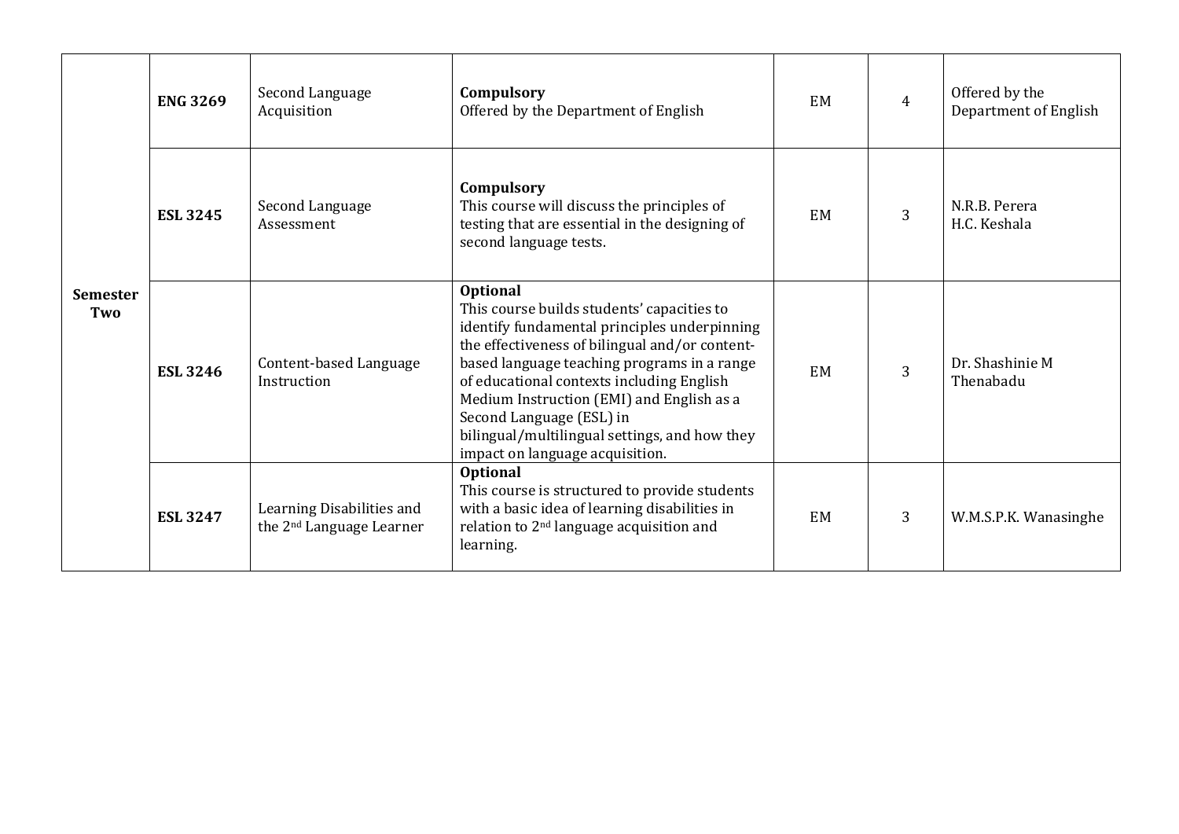| | | | | | | |
|---|---|---|---|---|---|---|
| **Semester Two** | **ENG 3269** | Second Language Acquisition | **Compulsory** Offered by the Department of English | EM | 4 | Offered by the Department of English |
| | **ESL 3245** | Second Language Assessment | **Compulsory** This course will discuss the principles of testing that are essential in the designing of second language tests. | EM | 3 | N.R.B. Perera H.C. Keshala |
| | **ESL 3246** | Content-based Language Instruction | **Optional** This course builds students' capacities to identify fundamental principles underpinning the effectiveness of bilingual and/or content-based language teaching programs in a range of educational contexts including English Medium Instruction (EMI) and English as a Second Language (ESL) in bilingual/multilingual settings, and how they impact on language acquisition. | EM | 3 | Dr. Shashinie M Thenabadu |
| | **ESL 3247** | Learning Disabilities and the 2nd Language Learner | **Optional** This course is structured to provide students with a basic idea of learning disabilities in relation to 2nd language acquisition and learning. | EM | 3 | W.M.S.P.K. Wanasinghe |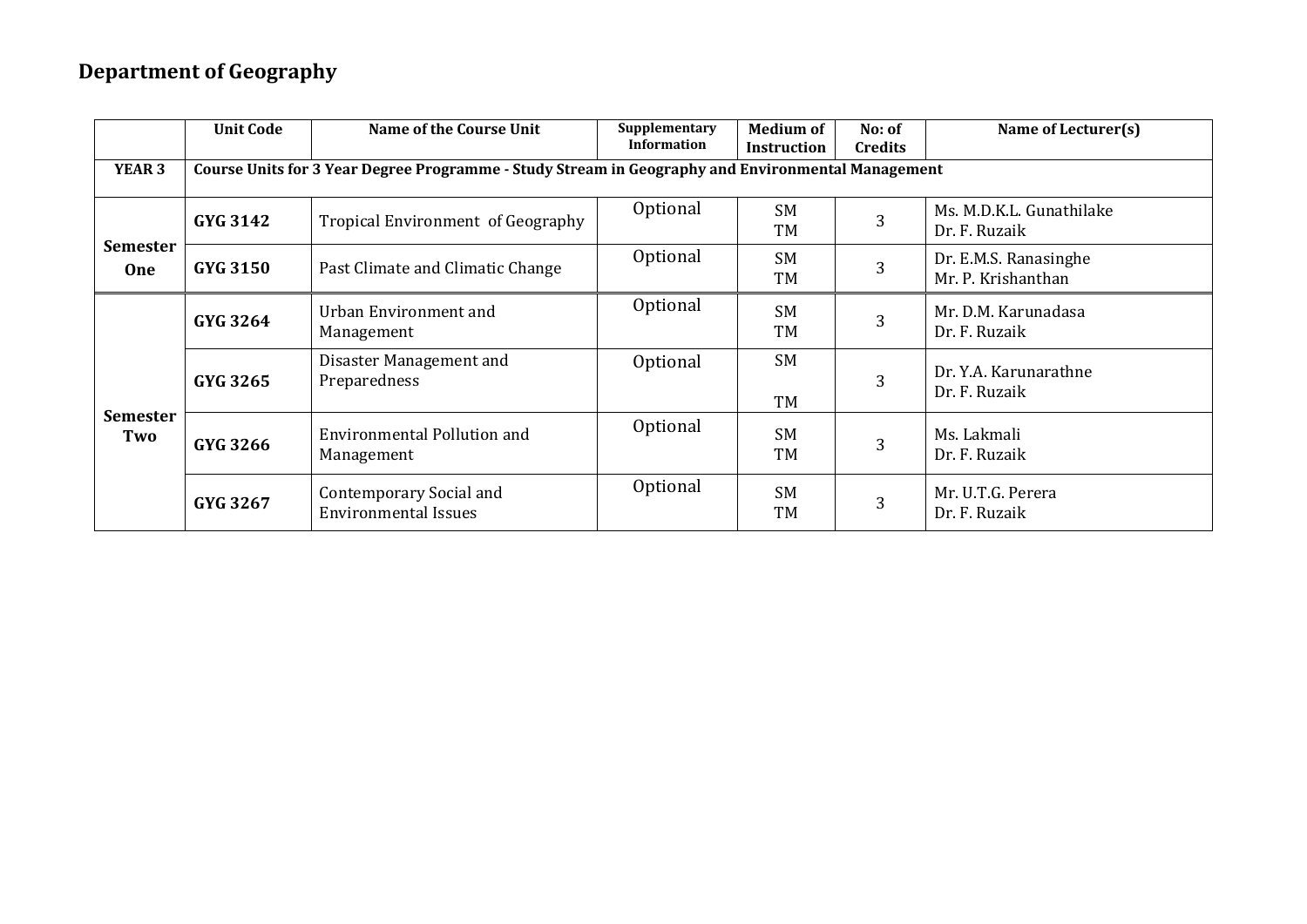## Department of Geography

| | Unit Code | Name of the Course Unit | Supplementary Information | Medium of Instruction | No: of Credits | Name of Lecturer(s) |
|---|---|---|---|---|---|---|
| **YEAR 3** | **Course Units for 3 Year Degree Programme - Study Stream in Geography and Environmental Management** | | | | | |
| **Semester One** | **GYG 3142** | Tropical Environment of Geography | Optional | SM TM | 3 | Ms. M.D.K.L. Gunathilake Dr. F. Ruzaik |
| | **GYG 3150** | Past Climate and Climatic Change | Optional | SM TM | 3 | Dr. E.M.S. Ranasinghe Mr. P. Krishanthan |
| **Semester Two** | **GYG 3264** | Urban Environment and Management | Optional | SM TM | 3 | Mr. D.M. Karunadasa Dr. F. Ruzaik |
| | **GYG 3265** | Disaster Management and Preparedness | Optional | SM TM | 3 | Dr. Y.A. Karunarathne Dr. F. Ruzaik |
| | **GYG 3266** | Environmental Pollution and Management | Optional | SM TM | 3 | Ms. Lakmali Dr. F. Ruzaik |
| | **GYG 3267** | Contemporary Social and Environmental Issues | Optional | SM TM | 3 | Mr. U.T.G. Perera Dr. F. Ruzaik |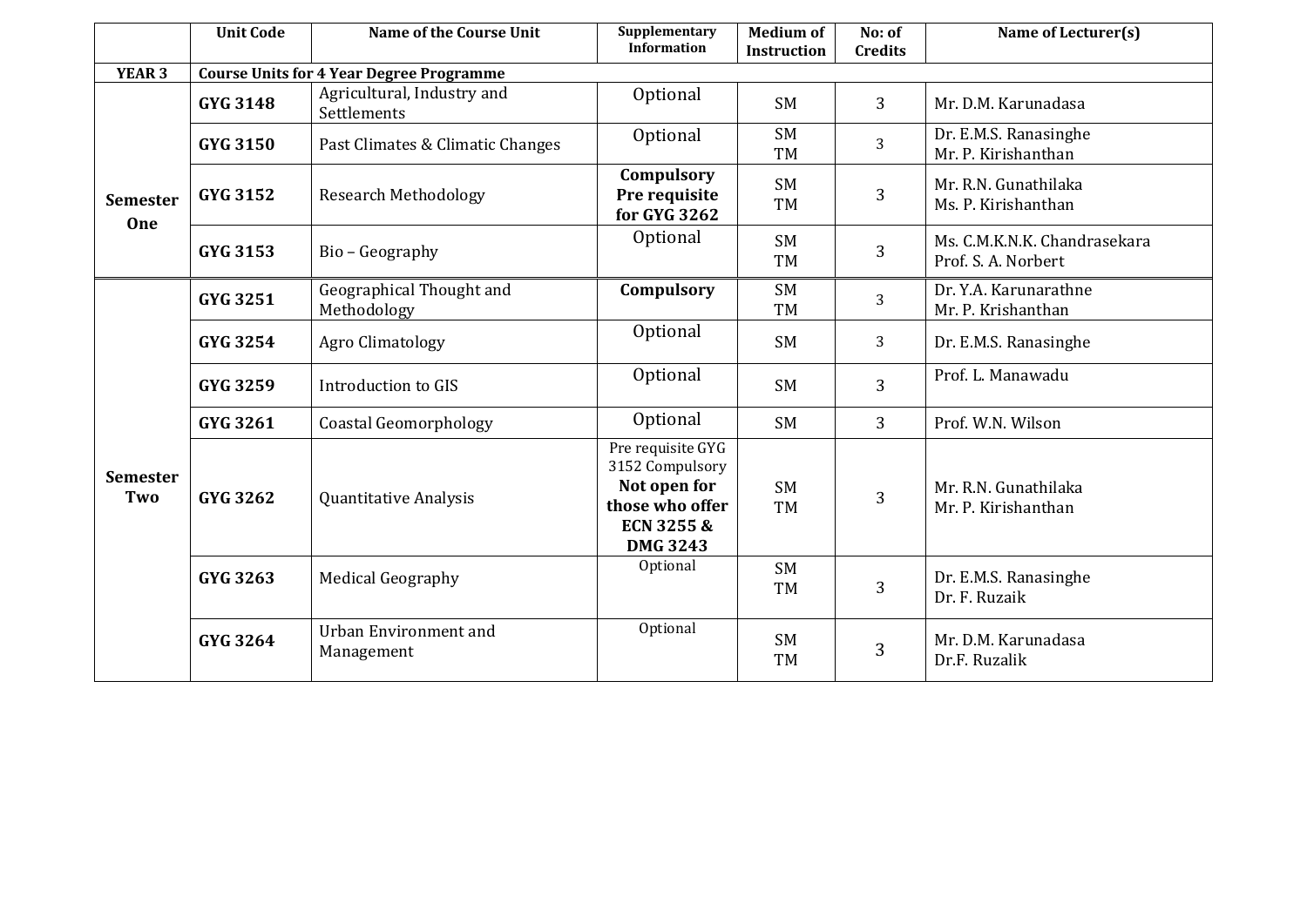| | Unit Code | Name of the Course Unit | Supplementary Information | Medium of Instruction | No: of Credits | Name of Lecturer(s) |
|---|---|---|---|---|---|---|
| **YEAR 3** | **Course Units for 4 Year Degree Programme** | | | | | |
| **Semester One** | **GYG 3148** | Agricultural, Industry and Settlements | Optional | SM | 3 | Mr. D.M. Karunadasa |
| | **GYG 3150** | Past Climates & Climatic Changes | Optional | SM TM | 3 | Dr. E.M.S. Ranasinghe Mr. P. Kirishanthan |
| | **GYG 3152** | Research Methodology | **Compulsory Pre requisite for GYG 3262** | SM TM | 3 | Mr. R.N. Gunathilaka Ms. P. Kirishanthan |
| | **GYG 3153** | Bio – Geography | Optional | SM TM | 3 | Ms. C.M.K.N.K. Chandrasekara Prof. S. A. Norbert |
| **Semester Two** | **GYG 3251** | Geographical Thought and Methodology | **Compulsory** | SM TM | 3 | Dr. Y.A. Karunarathne Mr. P. Krishanthan |
| | **GYG 3254** | Agro Climatology | Optional | SM | 3 | Dr. E.M.S. Ranasinghe |
| | **GYG 3259** | Introduction to GIS | Optional | SM | 3 | Prof. L. Manawadu |
| | **GYG 3261** | Coastal Geomorphology | Optional | SM | 3 | Prof. W.N. Wilson |
| | **GYG 3262** | Quantitative Analysis | Pre requisite GYG 3152 Compulsory **Not open for those who offer ECN 3255 & DMG 3243** | SM TM | 3 | Mr. R.N. Gunathilaka Mr. P. Kirishanthan |
| | **GYG 3263** | Medical Geography | Optional | SM TM | 3 | Dr. E.M.S. Ranasinghe Dr. F. Ruzaik |
| | **GYG 3264** | Urban Environment and Management | Optional | SM TM | 3 | Mr. D.M. Karunadasa Dr.F. Ruzalik |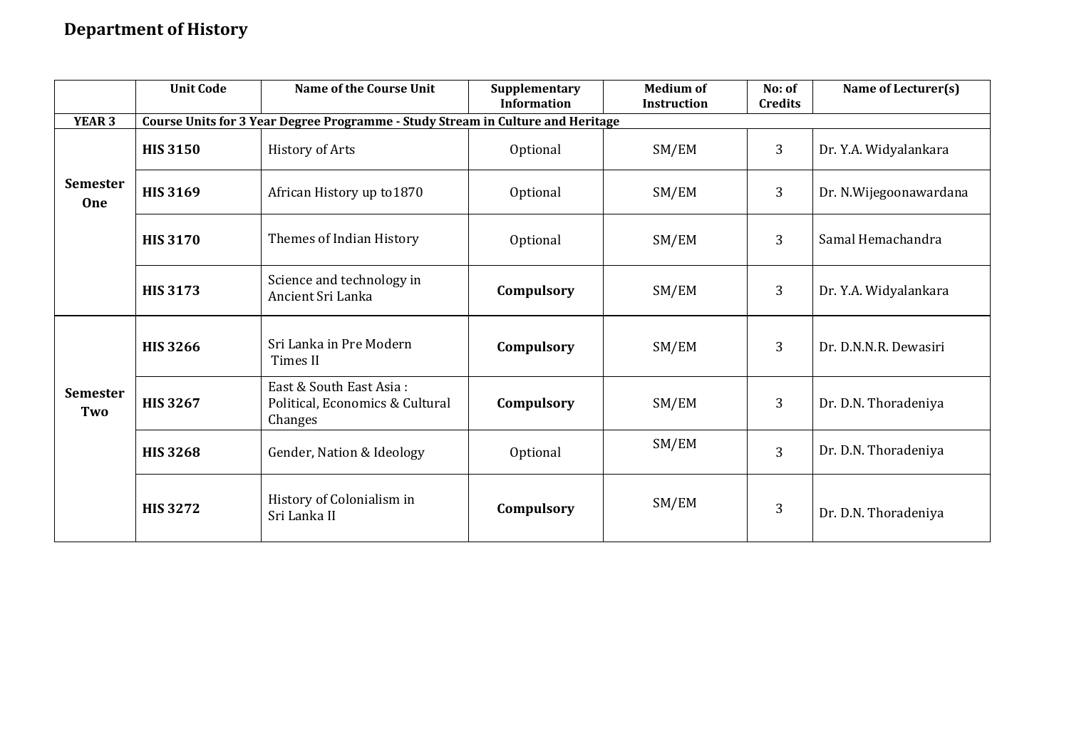## Department of History

| | Unit Code | Name of the Course Unit | Supplementary Information | Medium of Instruction | No: of Credits | Name of Lecturer(s) |
|---|---|---|---|---|---|---|
| **YEAR 3** | **Course Units for 3 Year Degree Programme - Study Stream in Culture and Heritage** | | | | | |
| **Semester One** | **HIS 3150** | History of Arts | Optional | SM/EM | 3 | Dr. Y.A. Widyalankara |
| | **HIS 3169** | African History up to1870 | Optional | SM/EM | 3 | Dr. N.Wijegoonawardana |
| | **HIS 3170** | Themes of Indian History | Optional | SM/EM | 3 | Samal Hemachandra |
| | **HIS 3173** | Science and technology in Ancient Sri Lanka | **Compulsory** | SM/EM | 3 | Dr. Y.A. Widyalankara |
| **Semester Two** | **HIS 3266** | Sri Lanka in Pre Modern Times II | **Compulsory** | SM/EM | 3 | Dr. D.N.N.R. Dewasiri |
| | **HIS 3267** | East & South East Asia : Political, Economics & Cultural Changes | **Compulsory** | SM/EM | 3 | Dr. D.N. Thoradeniya |
| | **HIS 3268** | Gender, Nation & Ideology | Optional | SM/EM | 3 | Dr. D.N. Thoradeniya |
| | **HIS 3272** | History of Colonialism in Sri Lanka II | **Compulsory** | SM/EM | 3 | Dr. D.N. Thoradeniya |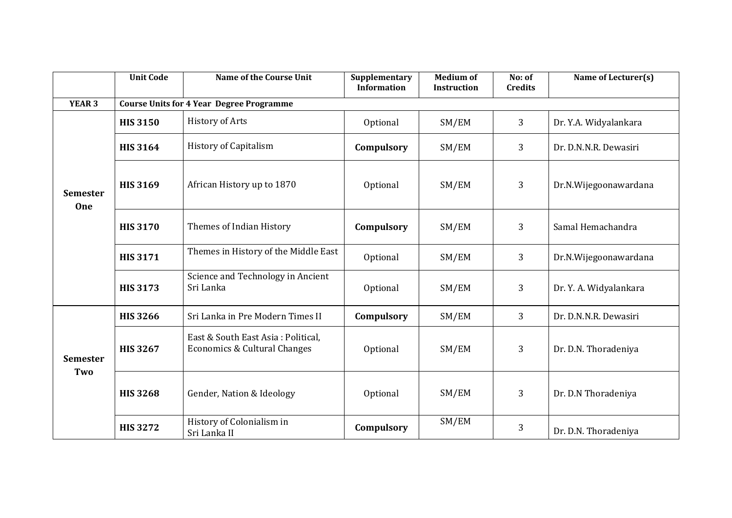| | Unit Code | Name of the Course Unit | Supplementary Information | Medium of Instruction | No: of Credits | Name of Lecturer(s) |
|---|---|---|---|---|---|---|
| **YEAR 3** | **Course Units for 4 Year Degree Programme** | | | | | |
| **Semester One** | **HIS 3150** | History of Arts | Optional | SM/EM | 3 | Dr. Y.A. Widyalankara |
| | **HIS 3164** | History of Capitalism | **Compulsory** | SM/EM | 3 | Dr. D.N.N.R. Dewasiri |
| | **HIS 3169** | African History up to 1870 | Optional | SM/EM | 3 | Dr.N.Wijegoonawardana |
| | **HIS 3170** | Themes of Indian History | **Compulsory** | SM/EM | 3 | Samal Hemachandra |
| | **HIS 3171** | Themes in History of the Middle East | Optional | SM/EM | 3 | Dr.N.Wijegoonawardana |
| | **HIS 3173** | Science and Technology in Ancient Sri Lanka | Optional | SM/EM | 3 | Dr. Y. A. Widyalankara |
| **Semester Two** | **HIS 3266** | Sri Lanka in Pre Modern Times II | **Compulsory** | SM/EM | 3 | Dr. D.N.N.R. Dewasiri |
| | **HIS 3267** | East & South East Asia : Political, Economics & Cultural Changes | Optional | SM/EM | 3 | Dr. D.N. Thoradeniya |
| | **HIS 3268** | Gender, Nation & Ideology | Optional | SM/EM | 3 | Dr. D.N Thoradeniya |
| | **HIS 3272** | History of Colonialism in Sri Lanka II | **Compulsory** | SM/EM | 3 | Dr. D.N. Thoradeniya |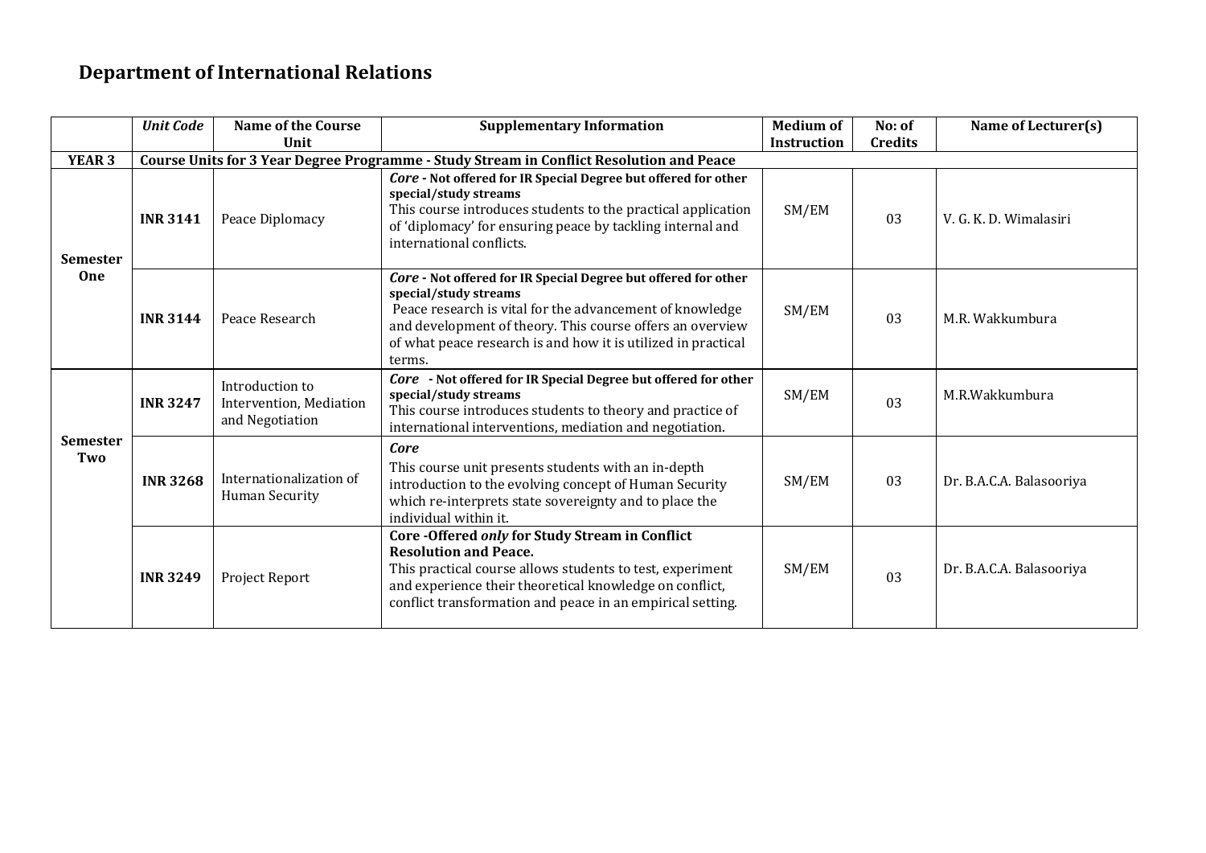## Department of International Relations

| | *Unit Code* | Name of the Course Unit | Supplementary Information | Medium of Instruction | No: of Credits | Name of Lecturer(s) |
|---|---|---|---|---|---|---|
| **YEAR 3** | **Course Units for 3 Year Degree Programme - Study Stream in Conflict Resolution and Peace** | | | | | |
| **Semester One** | **INR 3141** | Peace Diplomacy | ***Core* - Not offered for IR Special Degree but offered for other special/study streams** This course introduces students to the practical application of 'diplomacy' for ensuring peace by tackling internal and international conflicts. | SM/EM | 03 | V. G. K. D. Wimalasiri |
| | **INR 3144** | Peace Research | ***Core* - Not offered for IR Special Degree but offered for other special/study streams** Peace research is vital for the advancement of knowledge and development of theory. This course offers an overview of what peace research is and how it is utilized in practical terms. | SM/EM | 03 | M.R. Wakkumbura |
| **Semester Two** | **INR 3247** | Introduction to Intervention, Mediation and Negotiation | ***Core* - Not offered for IR Special Degree but offered for other special/study streams** This course introduces students to theory and practice of international interventions, mediation and negotiation. | SM/EM | 03 | M.R.Wakkumbura |
| | **INR 3268** | Internationalization of Human Security | ***Core*** This course unit presents students with an in-depth introduction to the evolving concept of Human Security which re-interprets state sovereignty and to place the individual within it. | SM/EM | 03 | Dr. B.A.C.A. Balasooriya |
| | **INR 3249** | Project Report | **Core -Offered *only* for Study Stream in Conflict Resolution and Peace.** This practical course allows students to test, experiment and experience their theoretical knowledge on conflict, conflict transformation and peace in an empirical setting. | SM/EM | 03 | Dr. B.A.C.A. Balasooriya |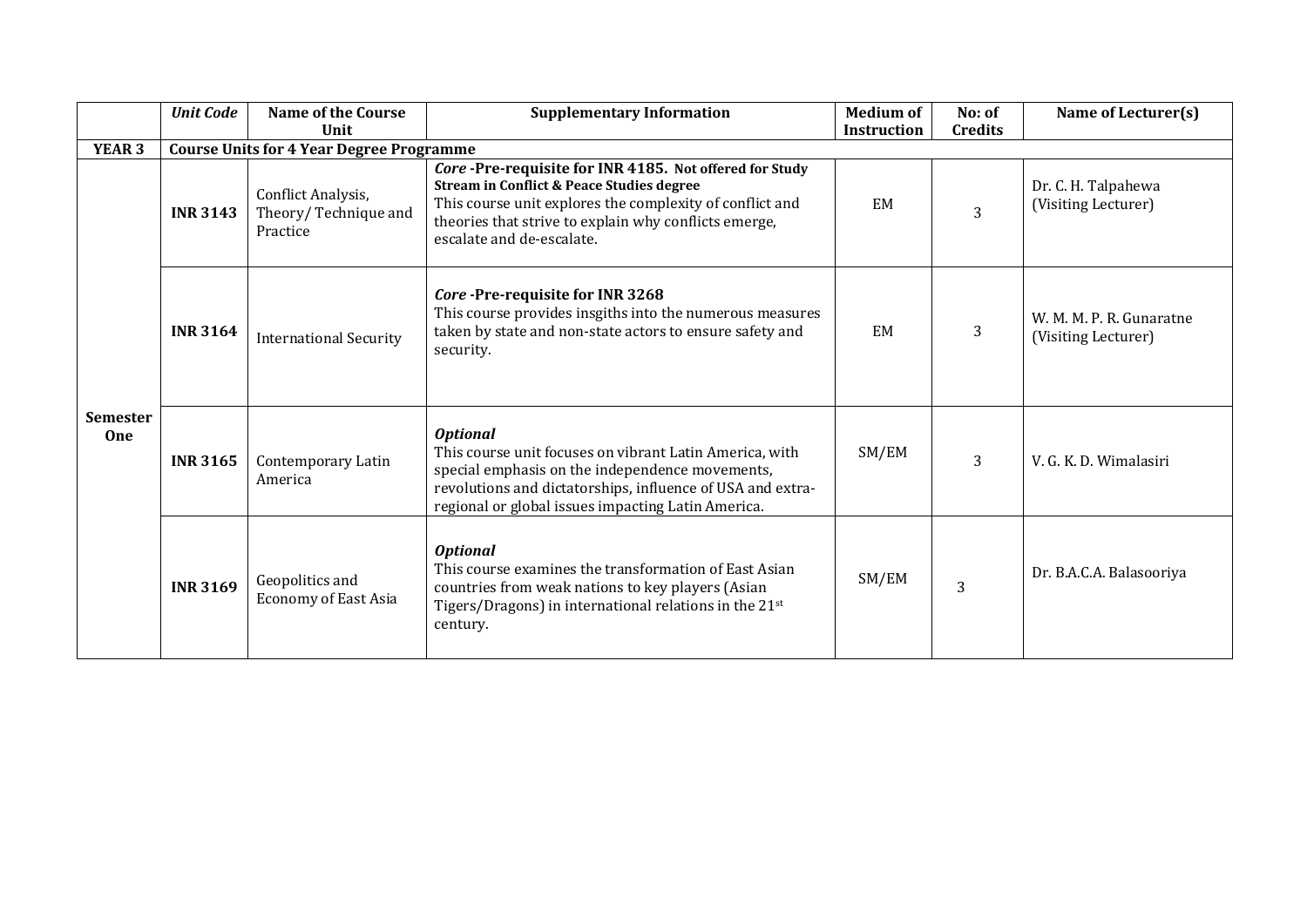| | *Unit Code* | Name of the Course Unit | Supplementary Information | Medium of Instruction | No: of Credits | Name of Lecturer(s) |
|---|---|---|---|---|---|---|
| **YEAR 3** | **Course Units for 4 Year Degree Programme** | | | | | |
| **Semester One** | **INR 3143** | Conflict Analysis, Theory/ Technique and Practice | ***Core* -Pre-requisite for INR 4185. Not offered for Study Stream in Conflict & Peace Studies degree** This course unit explores the complexity of conflict and theories that strive to explain why conflicts emerge, escalate and de-escalate. | EM | 3 | Dr. C. H. Talpahewa (Visiting Lecturer) |
| | **INR 3164** | International Security | ***Core* -Pre-requisite for INR 3268** This course provides insgiths into the numerous measures taken by state and non-state actors to ensure safety and security. | EM | 3 | W. M. M. P. R. Gunaratne (Visiting Lecturer) |
| | **INR 3165** | Contemporary Latin America | ***Optional*** This course unit focuses on vibrant Latin America, with special emphasis on the independence movements, revolutions and dictatorships, influence of USA and extra-regional or global issues impacting Latin America. | SM/EM | 3 | V. G. K. D. Wimalasiri |
| | **INR 3169** | Geopolitics and Economy of East Asia | ***Optional*** This course examines the transformation of East Asian countries from weak nations to key players (Asian Tigers/Dragons) in international relations in the 21st century. | SM/EM | 3 | Dr. B.A.C.A. Balasooriya |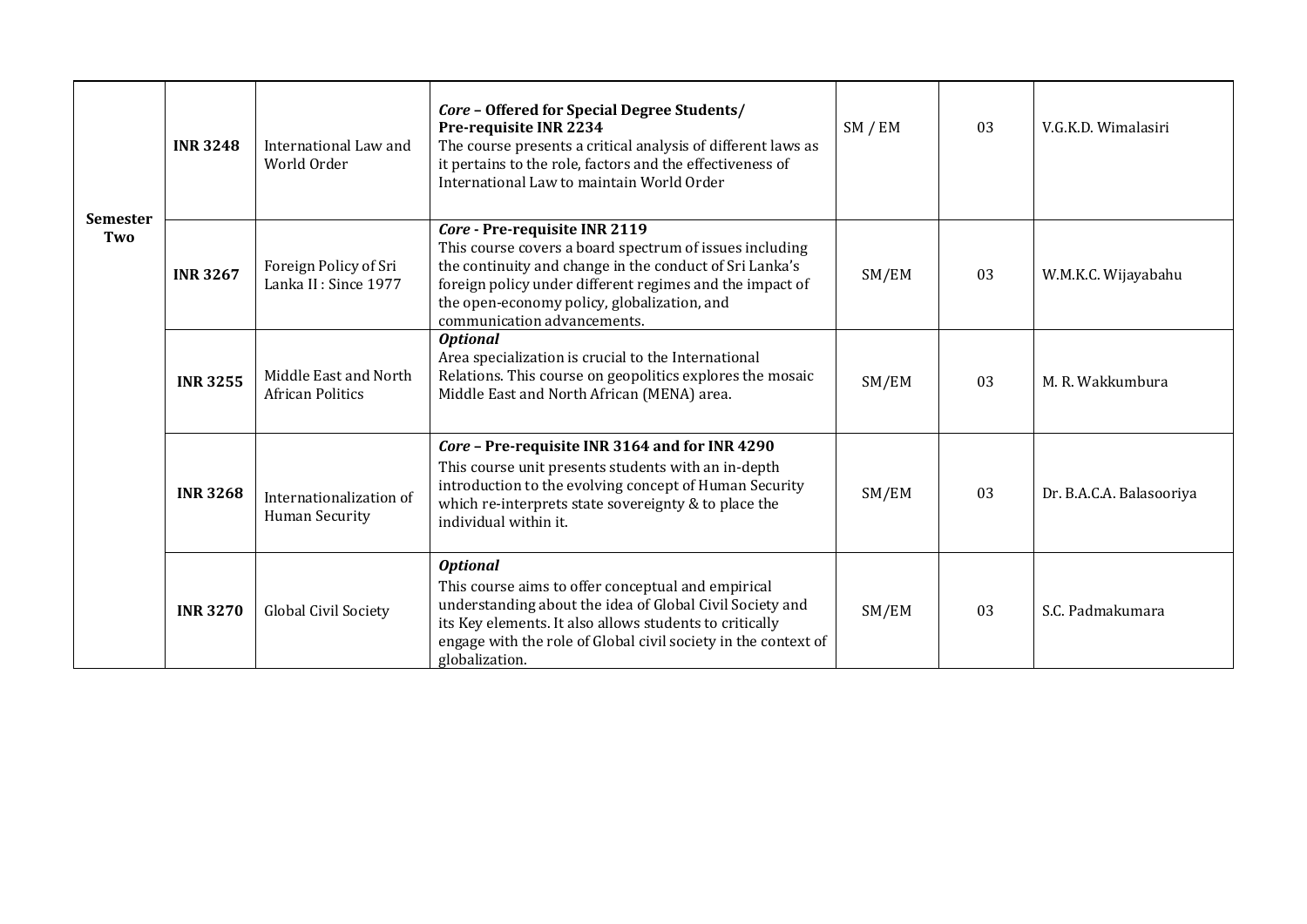| | | | | | | |
|---|---|---|---|---|---|---|
| **Semester Two** | **INR 3248** | International Law and World Order | ***Core* – Offered for Special Degree Students/ Pre-requisite INR 2234** The course presents a critical analysis of different laws as it pertains to the role, factors and the effectiveness of International Law to maintain World Order | SM / EM | 03 | V.G.K.D. Wimalasiri |
| | **INR 3267** | Foreign Policy of Sri Lanka II : Since 1977 | ***Core* - Pre-requisite INR 2119** This course covers a board spectrum of issues including the continuity and change in the conduct of Sri Lanka's foreign policy under different regimes and the impact of the open-economy policy, globalization, and communication advancements. | SM/EM | 03 | W.M.K.C. Wijayabahu |
| | **INR 3255** | Middle East and North African Politics | ***Optional*** Area specialization is crucial to the International Relations. This course on geopolitics explores the mosaic Middle East and North African (MENA) area. | SM/EM | 03 | M. R. Wakkumbura |
| | **INR 3268** | Internationalization of Human Security | ***Core* – Pre-requisite INR 3164 and for INR 4290** This course unit presents students with an in-depth introduction to the evolving concept of Human Security which re-interprets state sovereignty & to place the individual within it. | SM/EM | 03 | Dr. B.A.C.A. Balasooriya |
| | **INR 3270** | Global Civil Society | ***Optional*** This course aims to offer conceptual and empirical understanding about the idea of Global Civil Society and its Key elements. It also allows students to critically engage with the role of Global civil society in the context of globalization. | SM/EM | 03 | S.C. Padmakumara |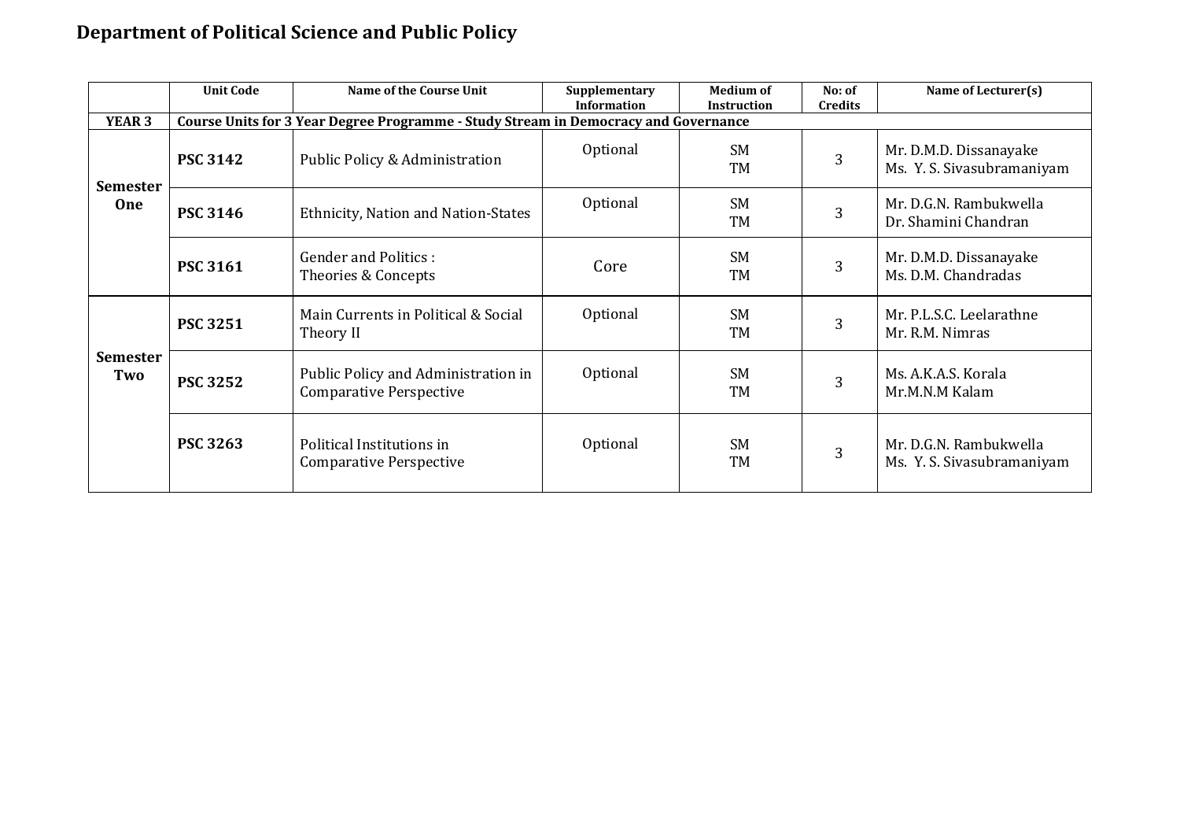# Department of Political Science and Public Policy

| | Unit Code | Name of the Course Unit | Supplementary Information | Medium of Instruction | No: of Credits | Name of Lecturer(s) |
|---|---|---|---|---|---|---|
| **YEAR 3** | **Course Units for 3 Year Degree Programme - Study Stream in Democracy and Governance** | | | | | |
| **Semester One** | **PSC 3142** | Public Policy & Administration | Optional | SM<br>TM | 3 | Mr. D.M.D. Dissanayake<br>Ms. Y. S. Sivasubramaniyam |
| | **PSC 3146** | Ethnicity, Nation and Nation-States | Optional | SM<br>TM | 3 | Mr. D.G.N. Rambukwella<br>Dr. Shamini Chandran |
| | **PSC 3161** | Gender and Politics :<br>Theories & Concepts | Core | SM<br>TM | 3 | Mr. D.M.D. Dissanayake<br>Ms. D.M. Chandradas |
| **Semester Two** | **PSC 3251** | Main Currents in Political & Social Theory II | Optional | SM<br>TM | 3 | Mr. P.L.S.C. Leelarathne<br>Mr. R.M. Nimras |
| | **PSC 3252** | Public Policy and Administration in Comparative Perspective | Optional | SM<br>TM | 3 | Ms. A.K.A.S. Korala<br>Mr.M.N.M Kalam |
| | **PSC 3263** | Political Institutions in Comparative Perspective | Optional | SM<br>TM | 3 | Mr. D.G.N. Rambukwella<br>Ms. Y. S. Sivasubramaniyam |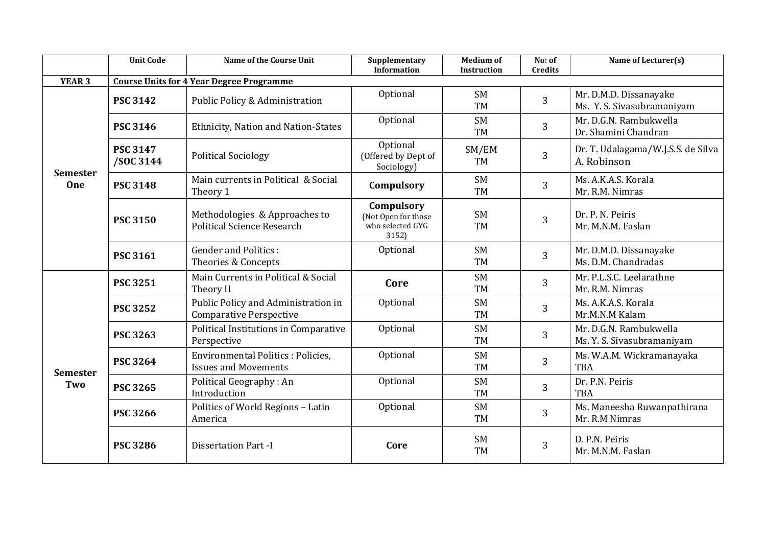| | Unit Code | Name of the Course Unit | Supplementary Information | Medium of Instruction | No: of Credits | Name of Lecturer(s) |
|---|---|---|---|---|---|---|
| **YEAR 3** | **Course Units for 4 Year Degree Programme** | | | | | |
| **Semester One** | **PSC 3142** | Public Policy & Administration | Optional | SM<br>TM | 3 | Mr. D.M.D. Dissanayake<br>Ms. Y. S. Sivasubramaniyam |
| | **PSC 3146** | Ethnicity, Nation and Nation-States | Optional | SM<br>TM | 3 | Mr. D.G.N. Rambukwella<br>Dr. Shamini Chandran |
| | **PSC 3147 /SOC 3144** | Political Sociology | Optional (Offered by Dept of Sociology) | SM/EM<br>TM | 3 | Dr. T. Udalagama/W.J.S.S. de Silva<br>A. Robinson |
| | **PSC 3148** | Main currents in Political & Social Theory 1 | **Compulsory** | SM<br>TM | 3 | Ms. A.K.A.S. Korala<br>Mr. R.M. Nimras |
| | **PSC 3150** | Methodologies & Approaches to Political Science Research | **Compulsory** (Not Open for those who selected GYG 3152) | SM<br>TM | 3 | Dr. P. N. Peiris<br>Mr. M.N.M. Faslan |
| | **PSC 3161** | Gender and Politics : Theories & Concepts | Optional | SM<br>TM | 3 | Mr. D.M.D. Dissanayake<br>Ms. D.M. Chandradas |
| **Semester Two** | **PSC 3251** | Main Currents in Political & Social Theory II | **Core** | SM<br>TM | 3 | Mr. P.L.S.C. Leelarathne<br>Mr. R.M. Nimras |
| | **PSC 3252** | Public Policy and Administration in Comparative Perspective | Optional | SM<br>TM | 3 | Ms. A.K.A.S. Korala<br>Mr.M.N.M Kalam |
| | **PSC 3263** | Political Institutions in Comparative Perspective | Optional | SM<br>TM | 3 | Mr. D.G.N. Rambukwella<br>Ms. Y. S. Sivasubramaniyam |
| | **PSC 3264** | Environmental Politics : Policies, Issues and Movements | Optional | SM<br>TM | 3 | Ms. W.A.M. Wickramanayaka<br>TBA |
| | **PSC 3265** | Political Geography : An Introduction | Optional | SM<br>TM | 3 | Dr. P.N. Peiris<br>TBA |
| | **PSC 3266** | Politics of World Regions – Latin America | Optional | SM<br>TM | 3 | Ms. Maneesha Ruwanpathirana<br>Mr. R.M Nimras |
| | **PSC 3286** | Dissertation Part -I | **Core** | SM<br>TM | 3 | D. P.N. Peiris<br>Mr. M.N.M. Faslan |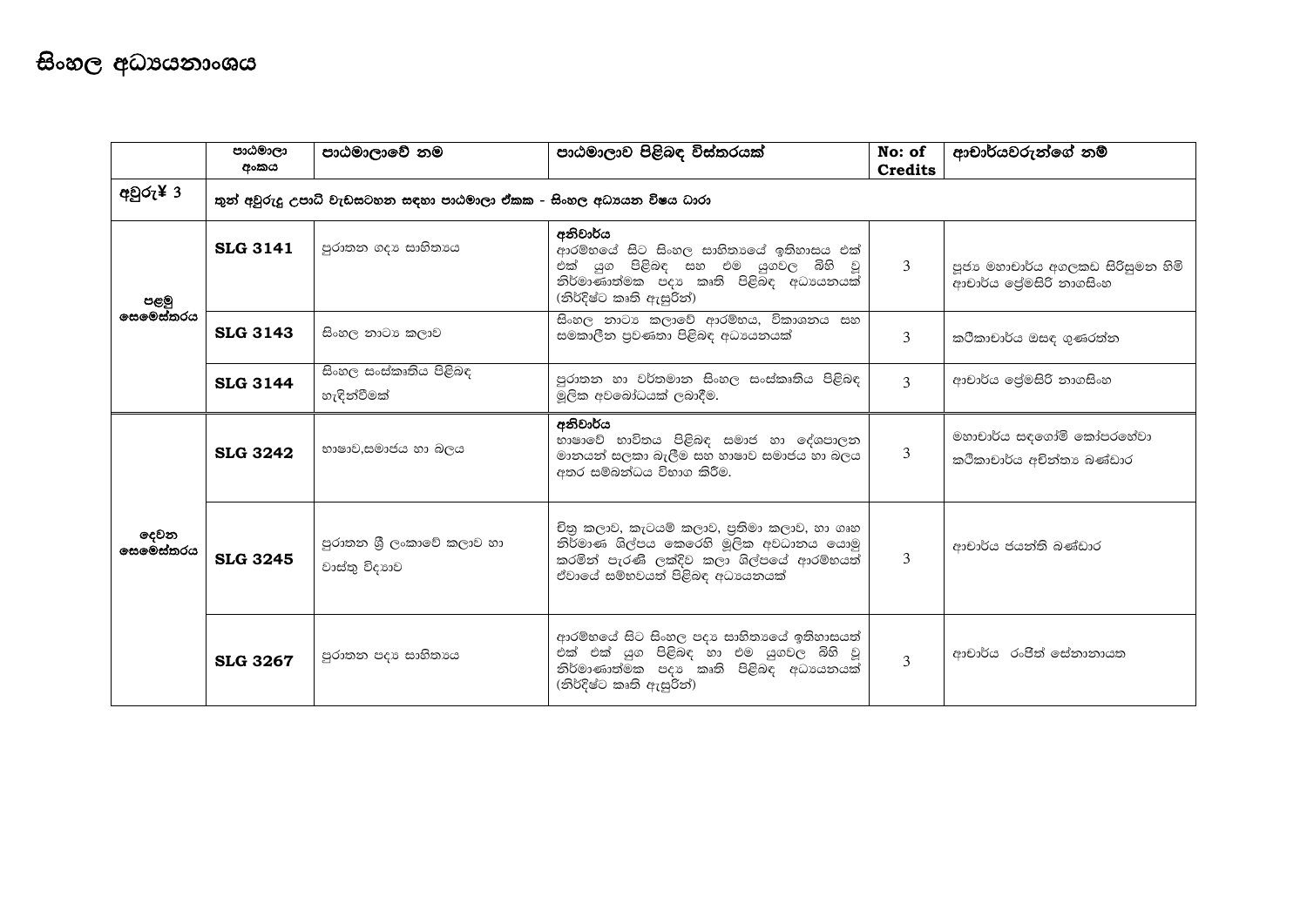# සිංහල අධ්‍යයනාංශය

| | පාඨමාලා අංකය | පාඨමාලාවේ නම | පාඨමාලාව පිළිබඳ විස්තරයක් | No: of Credits | ආචාර්යවරුන්ගේ නම් |
|---|---|---|---|---|---|
| අවුරු¥ 3 | තුන් අවුරුදු උපාධි වැඩසටහන සඳහා පාඨමාලා ඒකක - සිංහල අධ්‍යයන විෂය ධාරා | | | | |
| පළමු සෙමෙස්තරය | **SLG 3141** | පුරාතන ගද්‍ය සාහිත්‍යය | **අනිවාර්ය** ආරම්භයේ සිට සිංහල සාහිත්‍යයේ ඉතිහාසය එක් එක් යුග පිළිබඳ සහ එම යුගවල බිහි වූ නිර්මාණාත්මක පද්‍ය කෘති පිළිබඳ අධ්‍යයනයක් (නිර්දිෂ්ට කෘති ඇසුරින්) | 3 | පූජ්‍ය මහාචාර්ය අගලකඩ සිරිසුමන හිමි ආචාර්ය ප්‍රේමසිරි නාගසිංහ |
| | **SLG 3143** | සිංහල නාට්‍ය කලාව | සිංහල නාට්‍ය කලාවේ ආරම්භය, විකාශනය සහ සමකාලීන ප්‍රවණතා පිළිබඳ අධ්‍යයනයක් | 3 | කථිකාචාර්ය ඔසඳ ගුණරත්න |
| | **SLG 3144** | සිංහල සංස්කෘතිය පිළිබඳ හැඳින්වීමක් | පුරාතන හා වර්තමාන සිංහල සංස්කෘතිය පිළිබඳ මූලික අවබෝධයක් ලබාදීම. | 3 | ආචාර්ය ප්‍රේමසිරි නාගසිංහ |
| දෙවන සෙමෙස්තරය | **SLG 3242** | භාෂාව,සමාජය හා බලය | **අනිවාර්ය** භාෂාවේ භාවිතය පිළිබඳ සමාජ හා දේශපාලන මානයන් සලකා බැලීම සහ භාෂාව සමාජය හා බලය අතර සම්බන්ධය විභාග කිරීම. | 3 | මහාචාර්ය සඳගෝමි කෝපරහේවා කථිකාචාර්ය අචින්ත්‍ය බණ්ඩාර |
| | **SLG 3245** | පුරාතන ශ්‍රී ලංකාවේ කලාව හා වාස්තු විද්‍යාව | චිත්‍ර කලාව, කැටයම් කලාව, ප්‍රතිමා කලාව, හා ගෘහ නිර්මාණ ශිල්පය කෙරෙහි මූලික අවධානය යොමු කරමින් පැරණි ලක්දිව කලා ශිල්පයේ ආරම්භයත් ඒවායේ සම්භවයත් පිළිබඳ අධ්‍යයනයක් | 3 | ආචාර්ය ජයන්ති බණ්ඩාර |
| | **SLG 3267** | පුරාතන පද්‍ය සාහිත්‍යය | ආරම්භයේ සිට සිංහල පද්‍ය සාහිත්‍යයේ ඉතිහාසයත් එක් එක් යුග පිළිබඳ හා එම යුගවල බිහි වූ නිර්මාණාත්මක පද්‍ය කෘති පිළිබඳ අධ්‍යයනයක් (නිර්දිෂ්ට කෘති ඇසුරින්) | 3 | ආචාර්ය රංජිත් සේනානායක |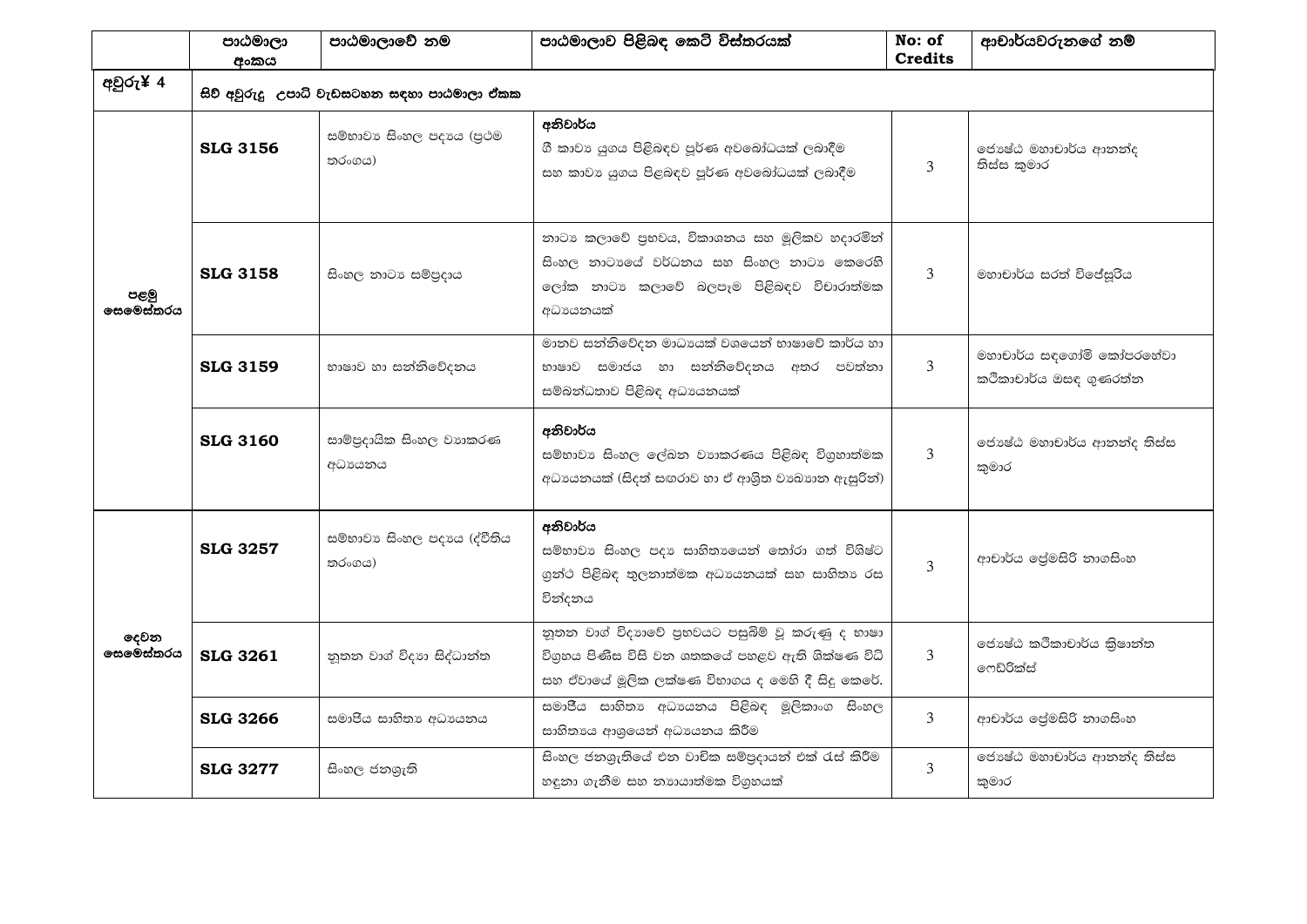| | පාඨමාලා අංකය | පාඨමාලාවේ නම | පාඨමාලාව පිළිබඳ කෙටි විස්තරයක් | No: of Credits | ආචාර්යවරුනගේ නම් |
|---|---|---|---|---|---|
| අවුරු¥ 4 | සිව් අවුරුදු උපාධි වැඩසටහන සඳහා පාඨමාලා ඒකක | | | | |
| පළමු සෙමෙස්තරය | **SLG 3156** | සම්භාව්‍ය සිංහල පද්‍යය (ප්‍රථම තරංගය) | **අනිවාර්ය** ගී කාව්‍ය යුගය පිළිබඳව පූර්ණ අවබෝධයක් ලබාදීම සහ කාව්‍ය යුගය පිළබඳව පූර්ණ අවබෝධයක් ලබාදීම | 3 | ජ්‍යෙෂ්ඨ මහාචාර්ය ආනන්ද තිස්ස කුමාර |
| | **SLG 3158** | සිංහල නාට්‍ය සම්ප්‍රදාය | නාට්‍ය කලාවේ ප්‍රභවය, විකාශනය සහ මූලිකව හදාරමින් සිංහල නාට්‍යයේ වර්ධනය සහ සිංහල නාට්‍ය කෙරෙහි ලෝක නාට්‍ය කලාවේ බලපෑම පිළිබඳව විචාරාත්මක අධ්‍යයනයක් | 3 | මහාචාර්ය සරත් විජේසූරිය |
| | **SLG 3159** | භාෂාව හා සන්නිවේදනය | මානව සන්නිවේදන මාධ්‍යයක් වශයෙන් භාෂාවේ කාර්ය හා භාෂාව සමාජය හා සන්නිවේදනය අතර පවත්නා සම්බන්ධතාව පිළිබඳ අධ්‍යයනයක් | 3 | මහාචාර්ය සඳගෝමි කෝපරහේවා කථිකාචාර්ය ඔසඳ ගුණරත්න |
| | **SLG 3160** | සාම්ප්‍රදායික සිංහල ව්‍යාකරණ අධ්‍යයනය | **අනිවාර්ය** සම්භාව්‍ය සිංහල ලේඛන ව්‍යාකරණය පිළිබඳ විග්‍රහාත්මක අධ්‍යයනයක් (සිදත් සඟරාව හා ඒ ආශ්‍රිත ව්‍යඛ්‍යාන ඇසුරින්) | 3 | ජ්‍යෙෂ්ඨ මහාචාර්ය ආනන්ද තිස්ස කුමාර |
| දෙවන සෙමෙස්තරය | **SLG 3257** | සම්භාව්‍ය සිංහල පද්‍යය (ද්විතීය තරංගය) | **අනිවාර්ය** සම්භාව්‍ය සිංහල පද්‍ය සාහිත්‍යයෙන් තෝරා ගත් විශිෂ්ට ග්‍රන්ථ පිළිබඳ තුලනාත්මක අධ්‍යයනයක් සහ සාහිත්‍ය රස වින්දනය | 3 | ආචාර්ය ප්‍රේමසිරි නාගසිංහ |
| | **SLG 3261** | නූතන වාග් විද්‍යා සිද්ධාන්ත | නූතන වාග් විද්‍යාවේ ප්‍රභවයට පසුබිම් වූ කරුණු ද භාෂා විග්‍රහය පිණිස විසි වන ශතකයේ පහළව ඇති ශික්ෂණ විධි සහ ඒවායේ මූලික ලක්ෂණ විභාගය ද මෙහි දී සිදු කෙරේ. | 3 | ජ්‍යෙෂ්ඨ කථිකාචාර්ය ක්‍රිෂාන්ත ෆෙඩ්රික්ස් |
| | **SLG 3266** | සමාජීය සාහිත්‍ය අධ්‍යයනය | සමාජීය සාහිත්‍ය අධ්‍යයනය පිළිබඳ මූලිකාංග සිංහල සාහිත්‍යය ආශ්‍රයෙන් අධ්‍යයනය කිරීම | 3 | ආචාර්ය ප්‍රේමසිරි නාගසිංහ |
| | **SLG 3277** | සිංහල ජනශ්‍රැති | සිංහල ජනශ්‍රැතියේ එන වාචික සම්ප්‍රදායන් එක් රැස් කිරීම හඳුනා ගැනීම සහ න්‍යායාත්මක විග්‍රහයක් | 3 | ජ්‍යෙෂ්ඨ මහාචාර්ය ආනන්ද තිස්ස කුමාර |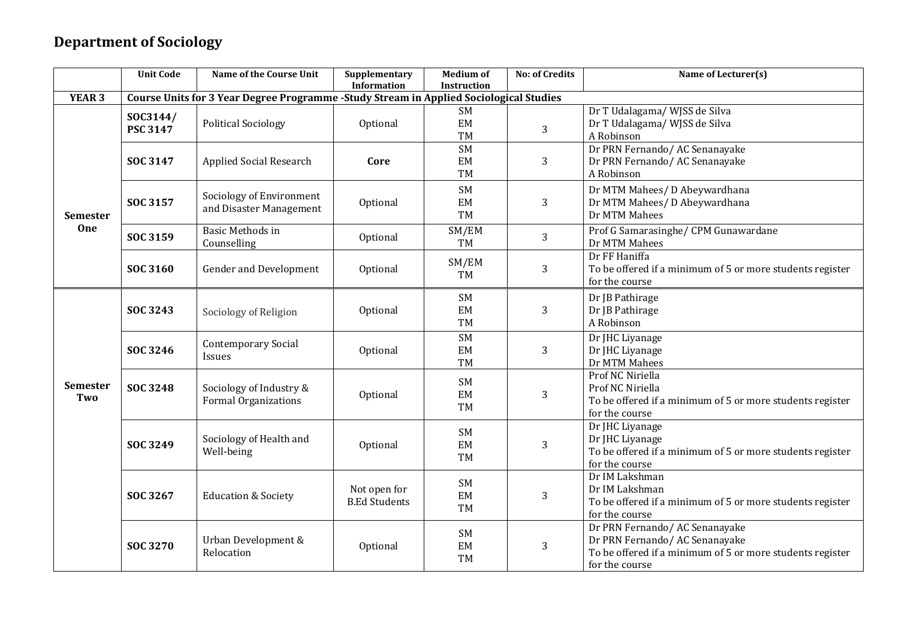# Department of Sociology

| | Unit Code | Name of the Course Unit | Supplementary Information | Medium of Instruction | No: of Credits | Name of Lecturer(s) |
|---|---|---|---|---|---|---|
| **YEAR 3** | **Course Units for 3 Year Degree Programme -Study Stream in Applied Sociological Studies** | | | | | |
| **Semester One** | **SOC3144/ PSC 3147** | Political Sociology | Optional | SM<br>EM<br>TM | 3 | Dr T Udalagama/ WJSS de Silva<br>Dr T Udalagama/ WJSS de Silva<br>A Robinson |
| | **SOC 3147** | Applied Social Research | **Core** | SM<br>EM<br>TM | 3 | Dr PRN Fernando/ AC Senanayake<br>Dr PRN Fernando/ AC Senanayake<br>A Robinson |
| | **SOC 3157** | Sociology of Environment and Disaster Management | Optional | SM<br>EM<br>TM | 3 | Dr MTM Mahees/ D Abeywardhana<br>Dr MTM Mahees/ D Abeywardhana<br>Dr MTM Mahees |
| | **SOC 3159** | Basic Methods in Counselling | Optional | SM/EM<br>TM | 3 | Prof G Samarasinghe/ CPM Gunawardane<br>Dr MTM Mahees |
| | **SOC 3160** | Gender and Development | Optional | SM/EM<br>TM | 3 | Dr FF Haniffa<br>To be offered if a minimum of 5 or more students register for the course |
| **Semester Two** | **SOC 3243** | Sociology of Religion | Optional | SM<br>EM<br>TM | 3 | Dr JB Pathirage<br>Dr JB Pathirage<br>A Robinson |
| | **SOC 3246** | Contemporary Social Issues | Optional | SM<br>EM<br>TM | 3 | Dr JHC Liyanage<br>Dr JHC Liyanage<br>Dr MTM Mahees |
| | **SOC 3248** | Sociology of Industry & Formal Organizations | Optional | SM<br>EM<br>TM | 3 | Prof NC Niriella<br>Prof NC Niriella<br>To be offered if a minimum of 5 or more students register for the course |
| | **SOC 3249** | Sociology of Health and Well-being | Optional | SM<br>EM<br>TM | 3 | Dr JHC Liyanage<br>Dr JHC Liyanage<br>To be offered if a minimum of 5 or more students register for the course |
| | **SOC 3267** | Education & Society | Not open for B.Ed Students | SM<br>EM<br>TM | 3 | Dr IM Lakshman<br>Dr IM Lakshman<br>To be offered if a minimum of 5 or more students register for the course |
| | **SOC 3270** | Urban Development & Relocation | Optional | SM<br>EM<br>TM | 3 | Dr PRN Fernando/ AC Senanayake<br>Dr PRN Fernando/ AC Senanayake<br>To be offered if a minimum of 5 or more students register for the course |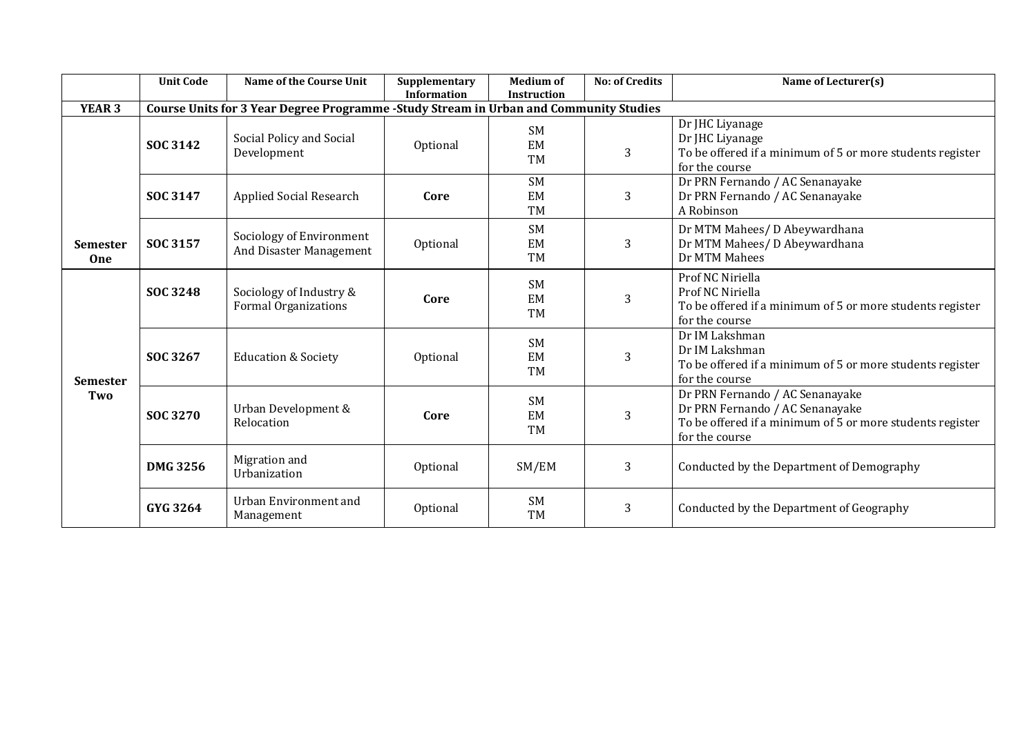| | Unit Code | Name of the Course Unit | Supplementary Information | Medium of Instruction | No: of Credits | Name of Lecturer(s) |
|---|---|---|---|---|---|---|
| **YEAR 3** | **Course Units for 3 Year Degree Programme -Study Stream in Urban and Community Studies** | | | | | |
| **Semester One** | **SOC 3142** | Social Policy and Social Development | Optional | SM<br>EM<br>TM | 3 | Dr JHC Liyanage<br>Dr JHC Liyanage<br>To be offered if a minimum of 5 or more students register for the course |
| | **SOC 3147** | Applied Social Research | **Core** | SM<br>EM<br>TM | 3 | Dr PRN Fernando / AC Senanayake<br>Dr PRN Fernando / AC Senanayake<br>A Robinson |
| | **SOC 3157** | Sociology of Environment And Disaster Management | Optional | SM<br>EM<br>TM | 3 | Dr MTM Mahees/ D Abeywardhana<br>Dr MTM Mahees/ D Abeywardhana<br>Dr MTM Mahees |
| **Semester Two** | **SOC 3248** | Sociology of Industry & Formal Organizations | **Core** | SM<br>EM<br>TM | 3 | Prof NC Niriella<br>Prof NC Niriella<br>To be offered if a minimum of 5 or more students register for the course |
| | **SOC 3267** | Education & Society | Optional | SM<br>EM<br>TM | 3 | Dr IM Lakshman<br>Dr IM Lakshman<br>To be offered if a minimum of 5 or more students register for the course |
| | **SOC 3270** | Urban Development & Relocation | **Core** | SM<br>EM<br>TM | 3 | Dr PRN Fernando / AC Senanayake<br>Dr PRN Fernando / AC Senanayake<br>To be offered if a minimum of 5 or more students register for the course |
| | **DMG 3256** | Migration and Urbanization | Optional | SM/EM | 3 | Conducted by the Department of Demography |
| | **GYG 3264** | Urban Environment and Management | Optional | SM<br>TM | 3 | Conducted by the Department of Geography |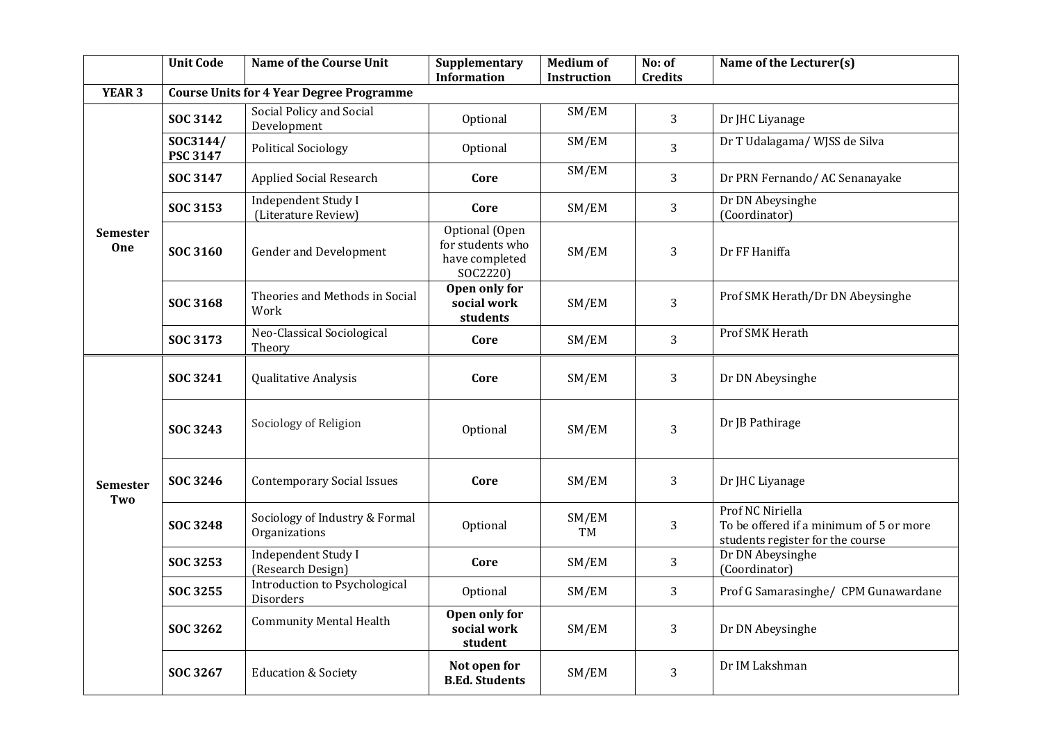| | Unit Code | Name of the Course Unit | Supplementary Information | Medium of Instruction | No: of Credits | Name of the Lecturer(s) |
|---|---|---|---|---|---|---|
| **YEAR 3** | **Course Units for 4 Year Degree Programme** | | | | | |
| **Semester One** | **SOC 3142** | Social Policy and Social Development | Optional | SM/EM | 3 | Dr JHC Liyanage |
| | **SOC3144/ PSC 3147** | Political Sociology | Optional | SM/EM | 3 | Dr T Udalagama/ WJSS de Silva |
| | **SOC 3147** | Applied Social Research | **Core** | SM/EM | 3 | Dr PRN Fernando/ AC Senanayake |
| | **SOC 3153** | Independent Study I (Literature Review) | **Core** | SM/EM | 3 | Dr DN Abeysinghe (Coordinator) |
| | **SOC 3160** | Gender and Development | Optional (Open for students who have completed SOC2220) | SM/EM | 3 | Dr FF Haniffa |
| | **SOC 3168** | Theories and Methods in Social Work | **Open only for social work students** | SM/EM | 3 | Prof SMK Herath/Dr DN Abeysinghe |
| | **SOC 3173** | Neo-Classical Sociological Theory | **Core** | SM/EM | 3 | Prof SMK Herath |
| **Semester Two** | **SOC 3241** | Qualitative Analysis | **Core** | SM/EM | 3 | Dr DN Abeysinghe |
| | **SOC 3243** | Sociology of Religion | Optional | SM/EM | 3 | Dr JB Pathirage |
| | **SOC 3246** | Contemporary Social Issues | **Core** | SM/EM | 3 | Dr JHC Liyanage |
| | **SOC 3248** | Sociology of Industry & Formal Organizations | Optional | SM/EM TM | 3 | Prof NC Niriella To be offered if a minimum of 5 or more students register for the course |
| | **SOC 3253** | Independent Study I (Research Design) | **Core** | SM/EM | 3 | Dr DN Abeysinghe (Coordinator) |
| | **SOC 3255** | Introduction to Psychological Disorders | Optional | SM/EM | 3 | Prof G Samarasinghe/ CPM Gunawardane |
| | **SOC 3262** | Community Mental Health | **Open only for social work student** | SM/EM | 3 | Dr DN Abeysinghe |
| | **SOC 3267** | Education & Society | **Not open for B.Ed. Students** | SM/EM | 3 | Dr IM Lakshman |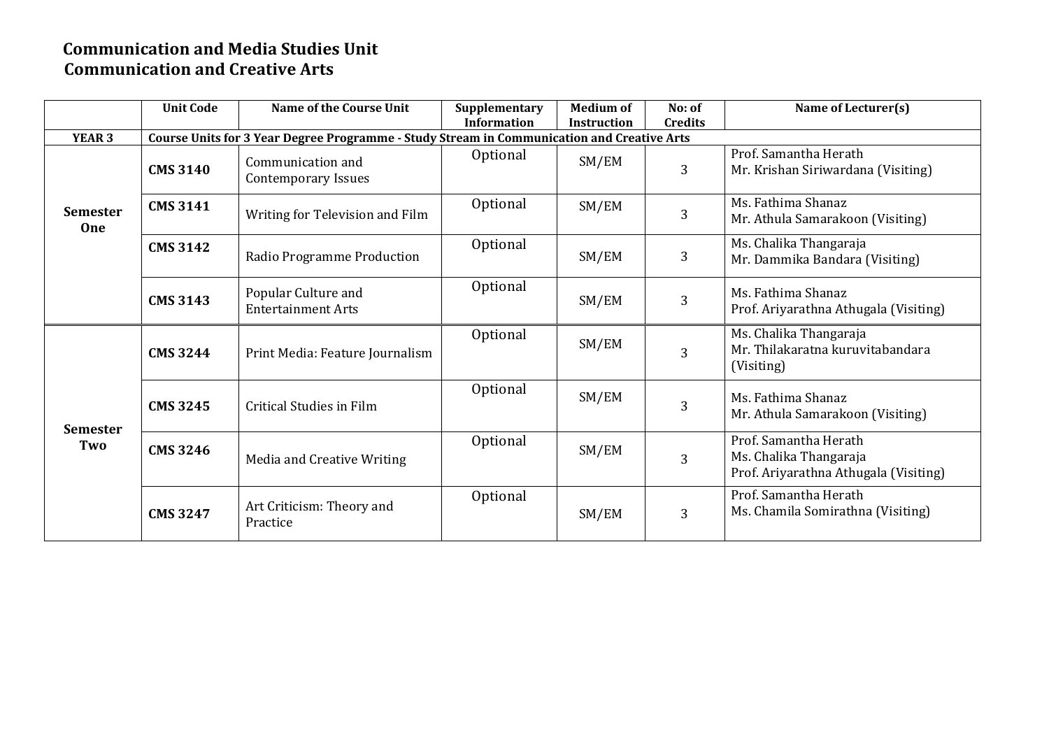# Communication and Media Studies Unit
## Communication and Creative Arts

| | Unit Code | Name of the Course Unit | Supplementary Information | Medium of Instruction | No: of Credits | Name of Lecturer(s) |
|---|---|---|---|---|---|---|
| **YEAR 3** | **Course Units for 3 Year Degree Programme - Study Stream in Communication and Creative Arts** | | | | | |
| **Semester One** | **CMS 3140** | Communication and Contemporary Issues | Optional | SM/EM | 3 | Prof. Samantha Herath<br>Mr. Krishan Siriwardana (Visiting) |
| | **CMS 3141** | Writing for Television and Film | Optional | SM/EM | 3 | Ms. Fathima Shanaz<br>Mr. Athula Samarakoon (Visiting) |
| | **CMS 3142** | Radio Programme Production | Optional | SM/EM | 3 | Ms. Chalika Thangaraja<br>Mr. Dammika Bandara (Visiting) |
| | **CMS 3143** | Popular Culture and Entertainment Arts | Optional | SM/EM | 3 | Ms. Fathima Shanaz<br>Prof. Ariyarathna Athugala (Visiting) |
| **Semester Two** | **CMS 3244** | Print Media: Feature Journalism | Optional | SM/EM | 3 | Ms. Chalika Thangaraja<br>Mr. Thilakaratna kuruvitabandara (Visiting) |
| | **CMS 3245** | Critical Studies in Film | Optional | SM/EM | 3 | Ms. Fathima Shanaz<br>Mr. Athula Samarakoon (Visiting) |
| | **CMS 3246** | Media and Creative Writing | Optional | SM/EM | 3 | Prof. Samantha Herath<br>Ms. Chalika Thangaraja<br>Prof. Ariyarathna Athugala (Visiting) |
| | **CMS 3247** | Art Criticism: Theory and Practice | Optional | SM/EM | 3 | Prof. Samantha Herath<br>Ms. Chamila Somirathna (Visiting) |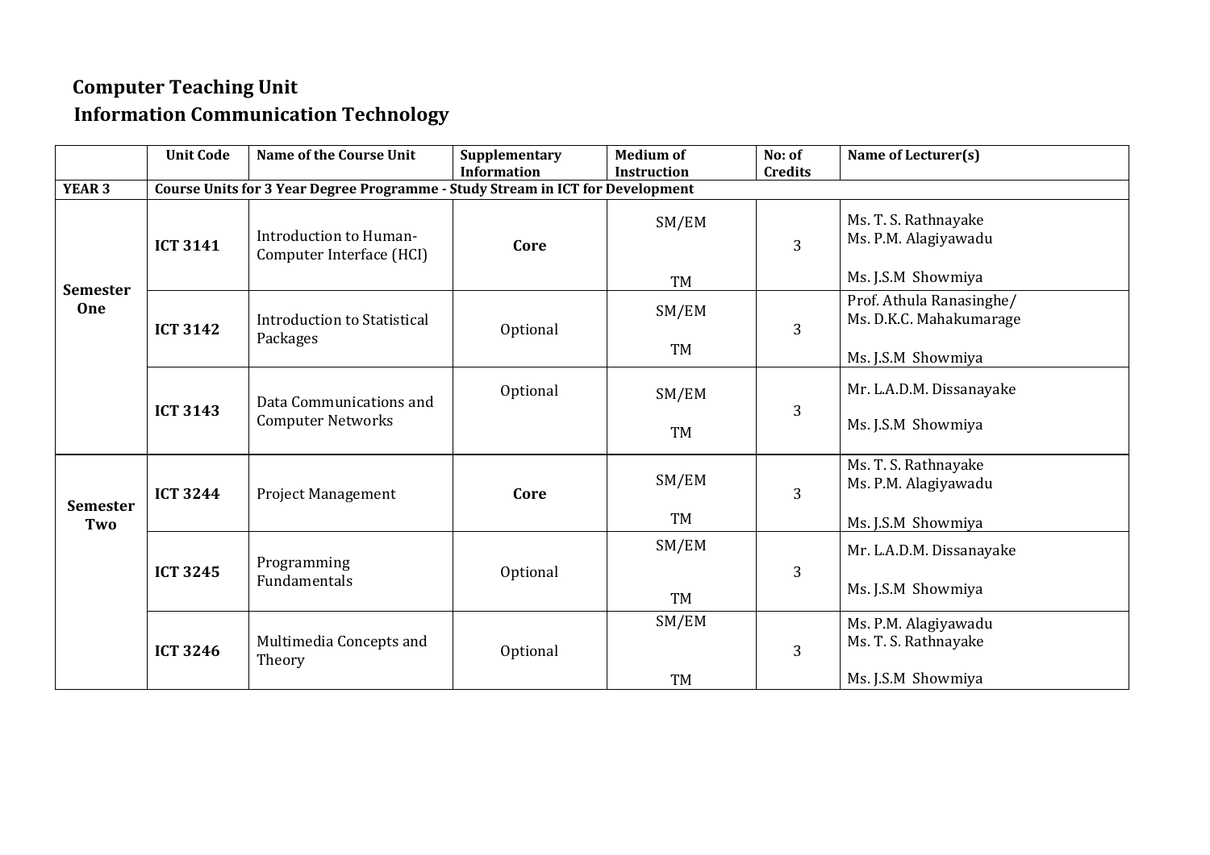## Computer Teaching Unit

## Information Communication Technology

| | Unit Code | Name of the Course Unit | Supplementary Information | Medium of Instruction | No: of Credits | Name of Lecturer(s) |
|---|---|---|---|---|---|---|
| **YEAR 3** | **Course Units for 3 Year Degree Programme - Study Stream in ICT for Development** | | | | | |
| **Semester One** | **ICT 3141** | Introduction to Human-Computer Interface (HCI) | **Core** | SM/EM<br>TM | 3 | Ms. T. S. Rathnayake<br>Ms. P.M. Alagiyawadu<br>Ms. J.S.M Showmiya |
| | **ICT 3142** | Introduction to Statistical Packages | Optional | SM/EM<br>TM | 3 | Prof. Athula Ranasinghe/<br>Ms. D.K.C. Mahakumarage<br>Ms. J.S.M Showmiya |
| | **ICT 3143** | Data Communications and Computer Networks | Optional | SM/EM<br>TM | 3 | Mr. L.A.D.M. Dissanayake<br>Ms. J.S.M Showmiya |
| **Semester Two** | **ICT 3244** | Project Management | **Core** | SM/EM<br>TM | 3 | Ms. T. S. Rathnayake<br>Ms. P.M. Alagiyawadu<br>Ms. J.S.M Showmiya |
| | **ICT 3245** | Programming Fundamentals | Optional | SM/EM<br>TM | 3 | Mr. L.A.D.M. Dissanayake<br>Ms. J.S.M Showmiya |
| | **ICT 3246** | Multimedia Concepts and Theory | Optional | SM/EM<br>TM | 3 | Ms. P.M. Alagiyawadu<br>Ms. T. S. Rathnayake<br>Ms. J.S.M Showmiya |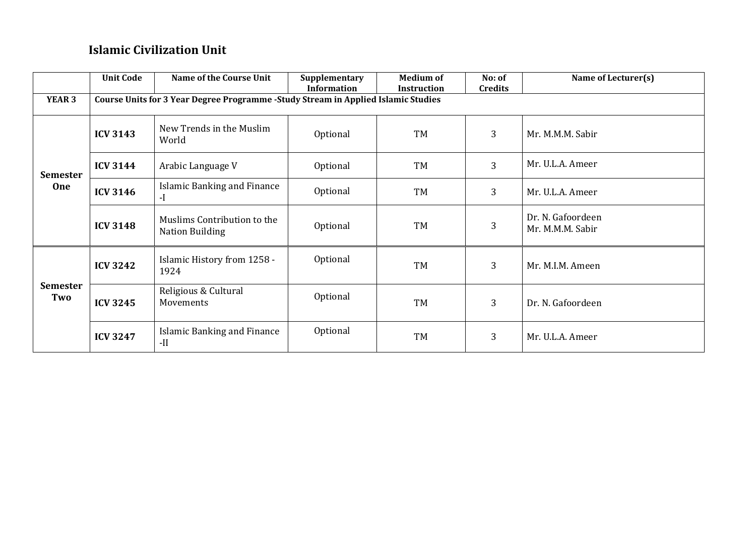## Islamic Civilization Unit

| | Unit Code | Name of the Course Unit | Supplementary Information | Medium of Instruction | No: of Credits | Name of Lecturer(s) |
|---|---|---|---|---|---|---|
| **YEAR 3** | **Course Units for 3 Year Degree Programme -Study Stream in Applied Islamic Studies** | | | | | |
| **Semester One** | **ICV 3143** | New Trends in the Muslim World | Optional | TM | 3 | Mr. M.M.M. Sabir |
| | **ICV 3144** | Arabic Language V | Optional | TM | 3 | Mr. U.L.A. Ameer |
| | **ICV 3146** | Islamic Banking and Finance -I | Optional | TM | 3 | Mr. U.L.A. Ameer |
| | **ICV 3148** | Muslims Contribution to the Nation Building | Optional | TM | 3 | Dr. N. Gafoordeen<br>Mr. M.M.M. Sabir |
| **Semester Two** | **ICV 3242** | Islamic History from 1258 - 1924 | Optional | TM | 3 | Mr. M.I.M. Ameen |
| | **ICV 3245** | Religious & Cultural Movements | Optional | TM | 3 | Dr. N. Gafoordeen |
| | **ICV 3247** | Islamic Banking and Finance -II | Optional | TM | 3 | Mr. U.L.A. Ameer |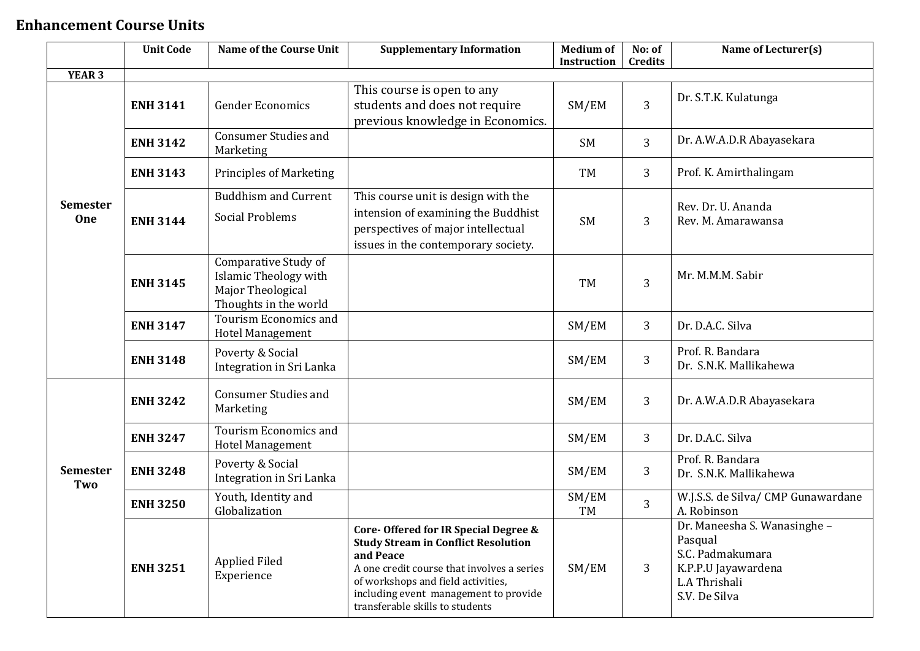## Enhancement Course Units

| | Unit Code | Name of the Course Unit | Supplementary Information | Medium of Instruction | No: of Credits | Name of Lecturer(s) |
|---|---|---|---|---|---|---|
| **YEAR 3** | | | | | | |
| **Semester One** | **ENH 3141** | Gender Economics | This course is open to any students and does not require previous knowledge in Economics. | SM/EM | 3 | Dr. S.T.K. Kulatunga |
| | **ENH 3142** | Consumer Studies and Marketing | | SM | 3 | Dr. A.W.A.D.R Abayasekara |
| | **ENH 3143** | Principles of Marketing | | TM | 3 | Prof. K. Amirthalingam |
| | **ENH 3144** | Buddhism and Current Social Problems | This course unit is design with the intension of examining the Buddhist perspectives of major intellectual issues in the contemporary society. | SM | 3 | Rev. Dr. U. Ananda<br>Rev. M. Amarawansa |
| | **ENH 3145** | Comparative Study of Islamic Theology with Major Theological Thoughts in the world | | TM | 3 | Mr. M.M.M. Sabir |
| | **ENH 3147** | Tourism Economics and Hotel Management | | SM/EM | 3 | Dr. D.A.C. Silva |
| | **ENH 3148** | Poverty & Social Integration in Sri Lanka | | SM/EM | 3 | Prof. R. Bandara<br>Dr. S.N.K. Mallikahewa |
| **Semester Two** | **ENH 3242** | Consumer Studies and Marketing | | SM/EM | 3 | Dr. A.W.A.D.R Abayasekara |
| | **ENH 3247** | Tourism Economics and Hotel Management | | SM/EM | 3 | Dr. D.A.C. Silva |
| | **ENH 3248** | Poverty & Social Integration in Sri Lanka | | SM/EM | 3 | Prof. R. Bandara<br>Dr. S.N.K. Mallikahewa |
| | **ENH 3250** | Youth, Identity and Globalization | | SM/EM<br>TM | 3 | W.J.S.S. de Silva/ CMP Gunawardane<br>A. Robinson |
| | **ENH 3251** | Applied Filed Experience | **Core- Offered for IR Special Degree & Study Stream in Conflict Resolution and Peace**<br>A one credit course that involves a series of workshops and field activities, including event management to provide transferable skills to students | SM/EM | 3 | Dr. Maneesha S. Wanasinghe – Pasqual<br>S.C. Padmakumara<br>K.P.P.U Jayawardena<br>L.A Thrishali<br>S.V. De Silva |